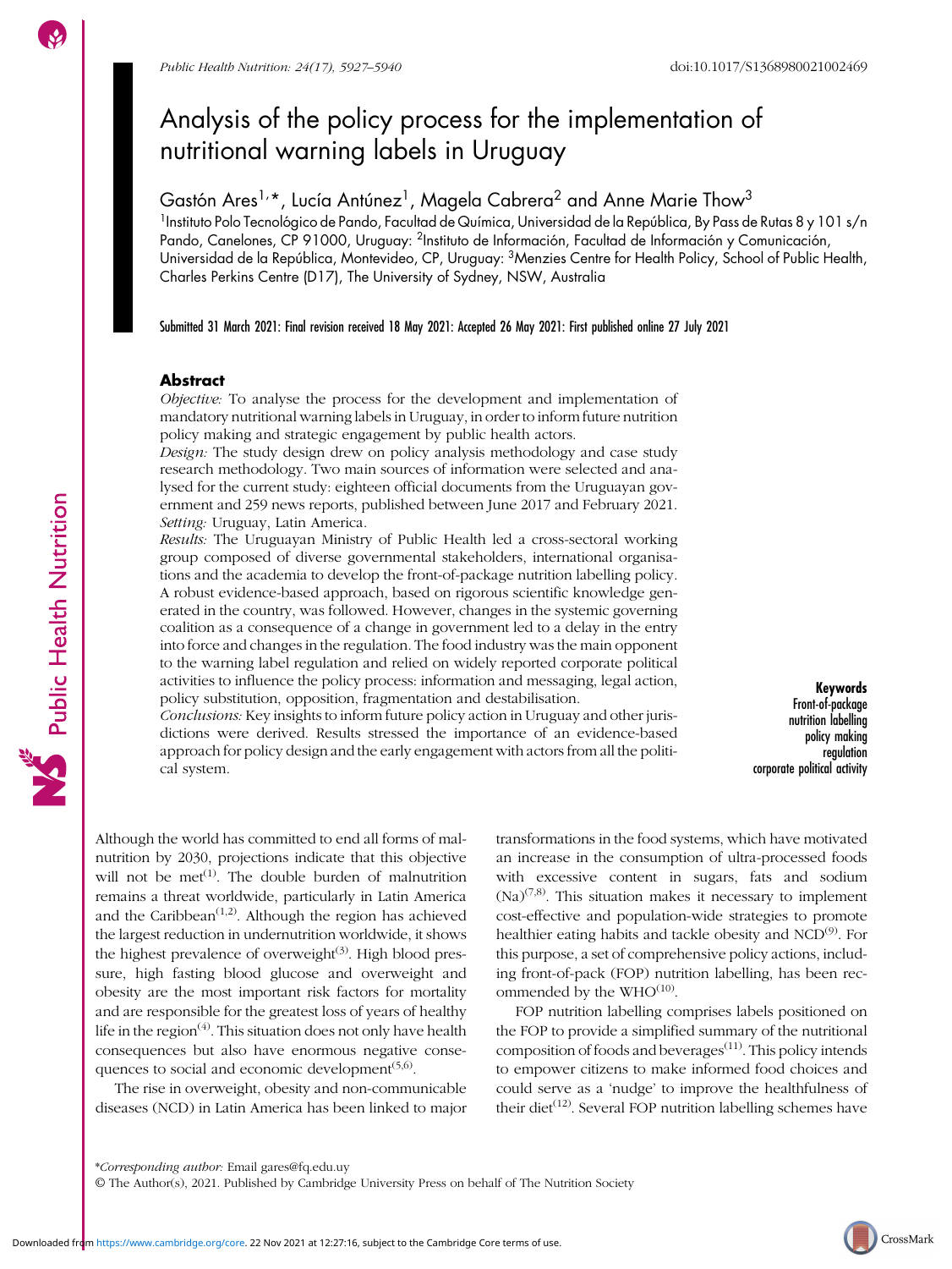# Analysis of the policy process for the implementation of nutritional warning labels in Uruguay

Gastón Ares[1,*], Lucía Antúnez[1], Magela Cabrera[2] and Anne Marie Thow[3]

[1]Instituto Polo Tecnológico de Pando, Facultad de Química, Universidad de la República, By Pass de Rutas 8 y 101 s/n Pando, Canelones, CP 91000, Uruguay: [2]Instituto de Información, Facultad de Información y Comunicación, Universidad de la República, Montevideo, CP, Uruguay: [3]Menzies Centre for Health Policy, School of Public Health, Charles Perkins Centre (D17), The University of Sydney, NSW, Australia

Submitted 31 March 2021: Final revision received 18 May 2021: Accepted 26 May 2021: First published online 27 July 2021

## Abstract

*Objective:* To analyse the process for the development and implementation of mandatory nutritional warning labels in Uruguay, in order to inform future nutrition policy making and strategic engagement by public health actors.

*Design:* The study design drew on policy analysis methodology and case study research methodology. Two main sources of information were selected and analysed for the current study: eighteen official documents from the Uruguayan government and 259 news reports, published between June 2017 and February 2021.

*Setting:* Uruguay, Latin America.

*Results:* The Uruguayan Ministry of Public Health led a cross-sectoral working group composed of diverse governmental stakeholders, international organisations and the academia to develop the front-of-package nutrition labelling policy. A robust evidence-based approach, based on rigorous scientific knowledge generated in the country, was followed. However, changes in the systemic governing coalition as a consequence of a change in government led to a delay in the entry into force and changes in the regulation. The food industry was the main opponent to the warning label regulation and relied on widely reported corporate political activities to influence the policy process: information and messaging, legal action, policy substitution, opposition, fragmentation and destabilisation.

*Conclusions:* Key insights to inform future policy action in Uruguay and other jurisdictions were derived. Results stressed the importance of an evidence-based approach for policy design and the early engagement with actors from all the political system.

**Keywords**
Front-of-package nutrition labelling
policy making
regulation
corporate political activity

Although the world has committed to end all forms of malnutrition by 2030, projections indicate that this objective will not be met[1]. The double burden of malnutrition remains a threat worldwide, particularly in Latin America and the Caribbean[1,2]. Although the region has achieved the largest reduction in undernutrition worldwide, it shows the highest prevalence of overweight[3]. High blood pressure, high fasting blood glucose and overweight and obesity are the most important risk factors for mortality and are responsible for the greatest loss of years of healthy life in the region[4]. This situation does not only have health consequences but also have enormous negative consequences to social and economic development[5,6].

The rise in overweight, obesity and non-communicable diseases (NCD) in Latin America has been linked to major transformations in the food systems, which have motivated an increase in the consumption of ultra-processed foods with excessive content in sugars, fats and sodium (Na)[7,8]. This situation makes it necessary to implement cost-effective and population-wide strategies to promote healthier eating habits and tackle obesity and NCD[9]. For this purpose, a set of comprehensive policy actions, including front-of-pack (FOP) nutrition labelling, has been recommended by the WHO[10].

FOP nutrition labelling comprises labels positioned on the FOP to provide a simplified summary of the nutritional composition of foods and beverages[11]. This policy intends to empower citizens to make informed food choices and could serve as a 'nudge' to improve the healthfulness of their diet[12]. Several FOP nutrition labelling schemes have

*Corresponding author: Email gares@fq.edu.uy

© The Author(s), 2021. Published by Cambridge University Press on behalf of The Nutrition Society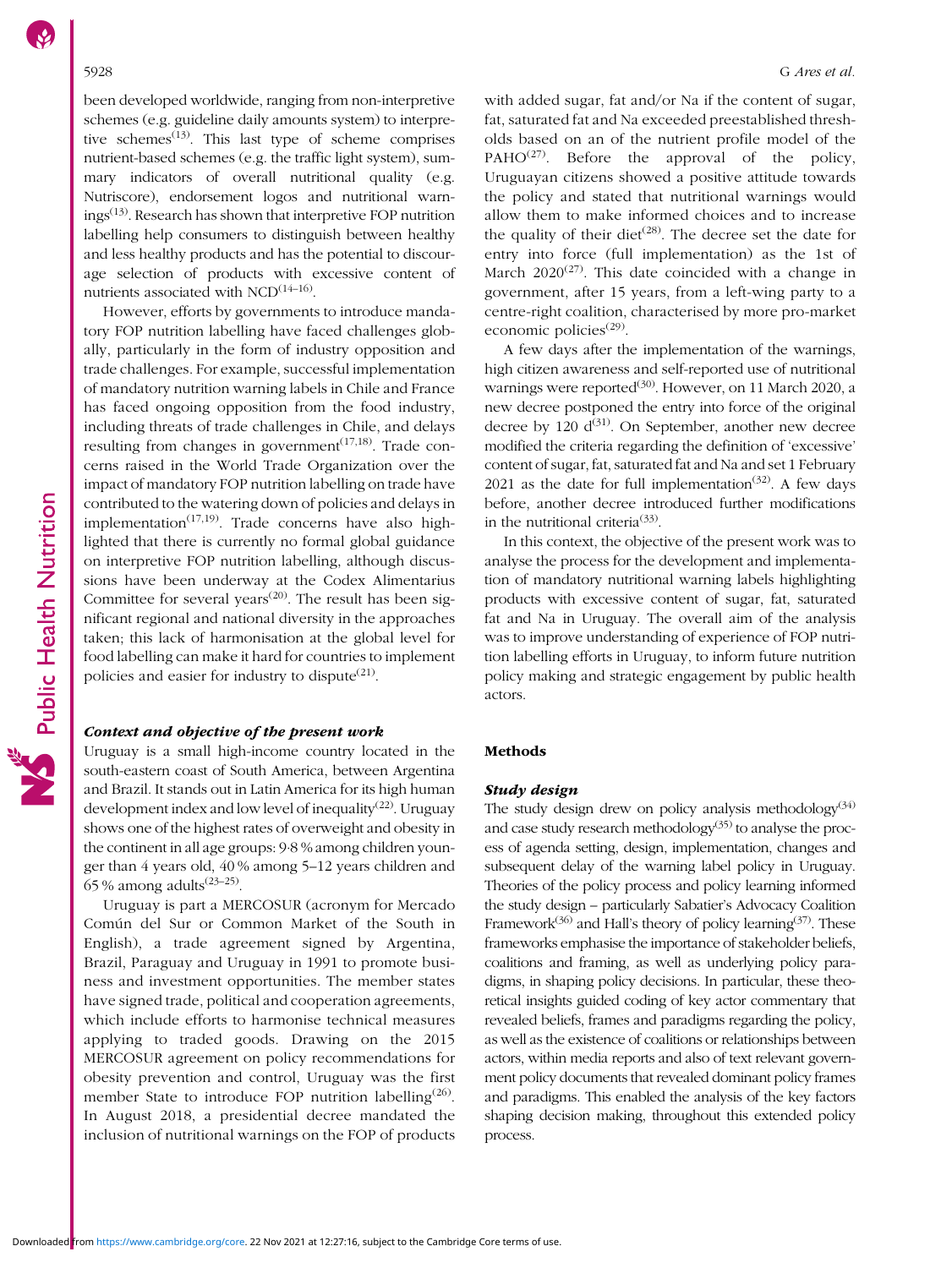been developed worldwide, ranging from non-interpretive schemes (e.g. guideline daily amounts system) to interpretive schemes[13]. This last type of scheme comprises nutrient-based schemes (e.g. the traffic light system), summary indicators of overall nutritional quality (e.g. Nutriscore), endorsement logos and nutritional warnings[13]. Research has shown that interpretive FOP nutrition labelling help consumers to distinguish between healthy and less healthy products and has the potential to discourage selection of products with excessive content of nutrients associated with NCD[14–16].

However, efforts by governments to introduce mandatory FOP nutrition labelling have faced challenges globally, particularly in the form of industry opposition and trade challenges. For example, successful implementation of mandatory nutrition warning labels in Chile and France has faced ongoing opposition from the food industry, including threats of trade challenges in Chile, and delays resulting from changes in government[17,18]. Trade concerns raised in the World Trade Organization over the impact of mandatory FOP nutrition labelling on trade have contributed to the watering down of policies and delays in implementation[17,19]. Trade concerns have also highlighted that there is currently no formal global guidance on interpretive FOP nutrition labelling, although discussions have been underway at the Codex Alimentarius Committee for several years[20]. The result has been significant regional and national diversity in the approaches taken; this lack of harmonisation at the global level for food labelling can make it hard for countries to implement policies and easier for industry to dispute[21].

### *Context and objective of the present work*

Uruguay is a small high-income country located in the south-eastern coast of South America, between Argentina and Brazil. It stands out in Latin America for its high human development index and low level of inequality[22]. Uruguay shows one of the highest rates of overweight and obesity in the continent in all age groups: 9·8 % among children younger than 4 years old, 40 % among 5–12 years children and 65 % among adults[23–25].

Uruguay is part a MERCOSUR (acronym for Mercado Común del Sur or Common Market of the South in English), a trade agreement signed by Argentina, Brazil, Paraguay and Uruguay in 1991 to promote business and investment opportunities. The member states have signed trade, political and cooperation agreements, which include efforts to harmonise technical measures applying to traded goods. Drawing on the 2015 MERCOSUR agreement on policy recommendations for obesity prevention and control, Uruguay was the first member State to introduce FOP nutrition labelling[26]. In August 2018, a presidential decree mandated the inclusion of nutritional warnings on the FOP of products with added sugar, fat and/or Na if the content of sugar, fat, saturated fat and Na exceeded preestablished thresholds based on an of the nutrient profile model of the PAHO[27]. Before the approval of the policy, Uruguayan citizens showed a positive attitude towards the policy and stated that nutritional warnings would allow them to make informed choices and to increase the quality of their diet[28]. The decree set the date for entry into force (full implementation) as the 1st of March 2020[27]. This date coincided with a change in government, after 15 years, from a left-wing party to a centre-right coalition, characterised by more pro-market economic policies[29].

A few days after the implementation of the warnings, high citizen awareness and self-reported use of nutritional warnings were reported[30]. However, on 11 March 2020, a new decree postponed the entry into force of the original decree by 120 d[31]. On September, another new decree modified the criteria regarding the definition of 'excessive' content of sugar, fat, saturated fat and Na and set 1 February 2021 as the date for full implementation[32]. A few days before, another decree introduced further modifications in the nutritional criteria[33].

In this context, the objective of the present work was to analyse the process for the development and implementation of mandatory nutritional warning labels highlighting products with excessive content of sugar, fat, saturated fat and Na in Uruguay. The overall aim of the analysis was to improve understanding of experience of FOP nutrition labelling efforts in Uruguay, to inform future nutrition policy making and strategic engagement by public health actors.

## Methods

### *Study design*

The study design drew on policy analysis methodology[34] and case study research methodology[35] to analyse the process of agenda setting, design, implementation, changes and subsequent delay of the warning label policy in Uruguay. Theories of the policy process and policy learning informed the study design – particularly Sabatier's Advocacy Coalition Framework[36] and Hall's theory of policy learning[37]. These frameworks emphasise the importance of stakeholder beliefs, coalitions and framing, as well as underlying policy paradigms, in shaping policy decisions. In particular, these theoretical insights guided coding of key actor commentary that revealed beliefs, frames and paradigms regarding the policy, as well as the existence of coalitions or relationships between actors, within media reports and also of text relevant government policy documents that revealed dominant policy frames and paradigms. This enabled the analysis of the key factors shaping decision making, throughout this extended policy process.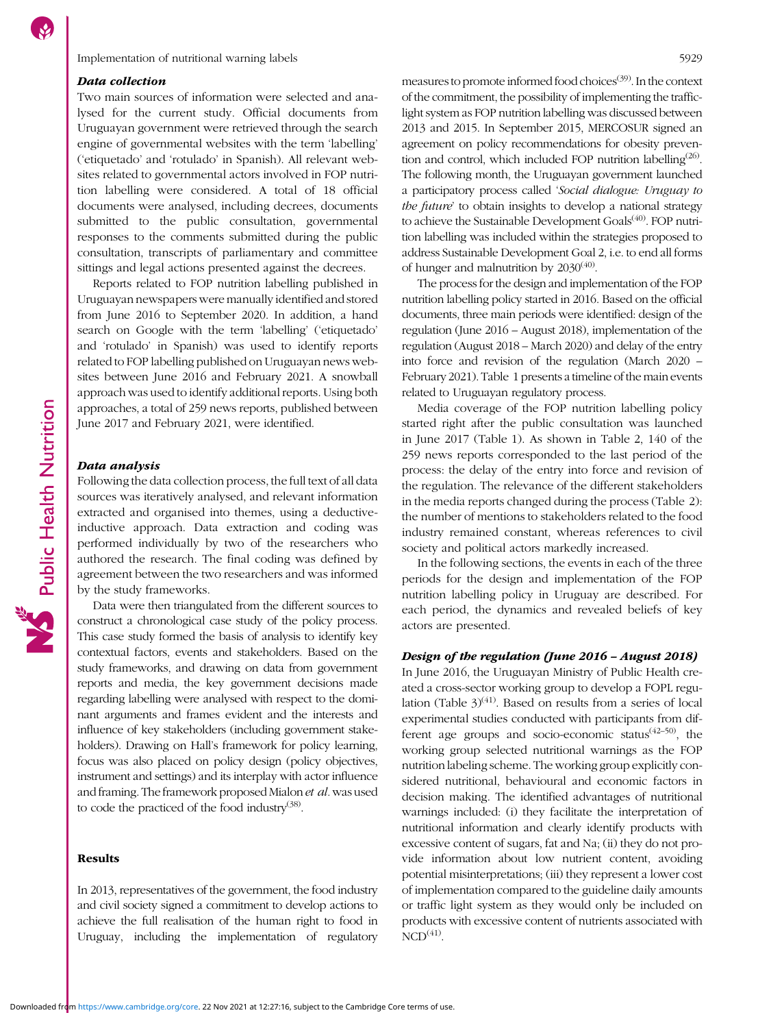### Data collection

Two main sources of information were selected and analysed for the current study. Official documents from Uruguayan government were retrieved through the search engine of governmental websites with the term 'labelling' ('etiquetado' and 'rotulado' in Spanish). All relevant websites related to governmental actors involved in FOP nutrition labelling were considered. A total of 18 official documents were analysed, including decrees, documents submitted to the public consultation, governmental responses to the comments submitted during the public consultation, transcripts of parliamentary and committee sittings and legal actions presented against the decrees.

Reports related to FOP nutrition labelling published in Uruguayan newspapers were manually identified and stored from June 2016 to September 2020. In addition, a hand search on Google with the term 'labelling' ('etiquetado' and 'rotulado' in Spanish) was used to identify reports related to FOP labelling published on Uruguayan news websites between June 2016 and February 2021. A snowball approach was used to identify additional reports. Using both approaches, a total of 259 news reports, published between June 2017 and February 2021, were identified.

### Data analysis

Following the data collection process, the full text of all data sources was iteratively analysed, and relevant information extracted and organised into themes, using a deductive-inductive approach. Data extraction and coding was performed individually by two of the researchers who authored the research. The final coding was defined by agreement between the two researchers and was informed by the study frameworks.

Data were then triangulated from the different sources to construct a chronological case study of the policy process. This case study formed the basis of analysis to identify key contextual factors, events and stakeholders. Based on the study frameworks, and drawing on data from government reports and media, the key government decisions made regarding labelling were analysed with respect to the dominant arguments and frames evident and the interests and influence of key stakeholders (including government stakeholders). Drawing on Hall's framework for policy learning, focus was also placed on policy design (policy objectives, instrument and settings) and its interplay with actor influence and framing. The framework proposed Mialon *et al*. was used to code the practiced of the food industry[38].

## Results

In 2013, representatives of the government, the food industry and civil society signed a commitment to develop actions to achieve the full realisation of the human right to food in Uruguay, including the implementation of regulatory measures to promote informed food choices[39]. In the context of the commitment, the possibility of implementing the traffic-light system as FOP nutrition labelling was discussed between 2013 and 2015. In September 2015, MERCOSUR signed an agreement on policy recommendations for obesity prevention and control, which included FOP nutrition labelling[26]. The following month, the Uruguayan government launched a participatory process called '*Social dialogue: Uruguay to the future*' to obtain insights to develop a national strategy to achieve the Sustainable Development Goals[40]. FOP nutrition labelling was included within the strategies proposed to address Sustainable Development Goal 2, i.e. to end all forms of hunger and malnutrition by 2030[40].

The process for the design and implementation of the FOP nutrition labelling policy started in 2016. Based on the official documents, three main periods were identified: design of the regulation (June 2016 – August 2018), implementation of the regulation (August 2018 – March 2020) and delay of the entry into force and revision of the regulation (March 2020 – February 2021). Table 1 presents a timeline of the main events related to Uruguayan regulatory process.

Media coverage of the FOP nutrition labelling policy started right after the public consultation was launched in June 2017 (Table 1). As shown in Table 2, 140 of the 259 news reports corresponded to the last period of the process: the delay of the entry into force and revision of the regulation. The relevance of the different stakeholders in the media reports changed during the process (Table 2): the number of mentions to stakeholders related to the food industry remained constant, whereas references to civil society and political actors markedly increased.

In the following sections, the events in each of the three periods for the design and implementation of the FOP nutrition labelling policy in Uruguay are described. For each period, the dynamics and revealed beliefs of key actors are presented.

### Design of the regulation (June 2016 – August 2018)

In June 2016, the Uruguayan Ministry of Public Health created a cross-sector working group to develop a FOPL regulation (Table 3)[41]. Based on results from a series of local experimental studies conducted with participants from different age groups and socio-economic status[42–50], the working group selected nutritional warnings as the FOP nutrition labeling scheme. The working group explicitly considered nutritional, behavioural and economic factors in decision making. The identified advantages of nutritional warnings included: (i) they facilitate the interpretation of nutritional information and clearly identify products with excessive content of sugars, fat and Na; (ii) they do not provide information about low nutrient content, avoiding potential misinterpretations; (iii) they represent a lower cost of implementation compared to the guideline daily amounts or traffic light system as they would only be included on products with excessive content of nutrients associated with NCD[41].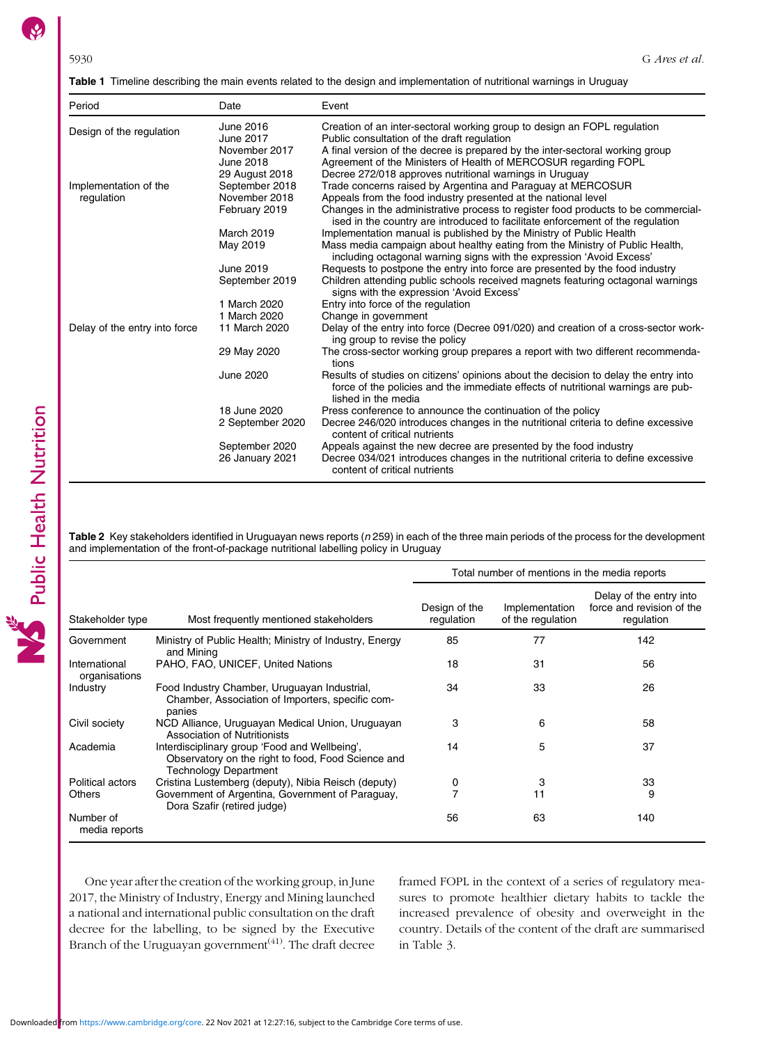**Table 1** Timeline describing the main events related to the design and implementation of nutritional warnings in Uruguay

| Period | Date | Event |
|---|---|---|
| Design of the regulation | June 2016 | Creation of an inter-sectoral working group to design an FOPL regulation |
| | June 2017 | Public consultation of the draft regulation |
| | November 2017 | A final version of the decree is prepared by the inter-sectoral working group |
| | June 2018 | Agreement of the Ministers of Health of MERCOSUR regarding FOPL |
| | 29 August 2018 | Decree 272/018 approves nutritional warnings in Uruguay |
| Implementation of the regulation | September 2018 | Trade concerns raised by Argentina and Paraguay at MERCOSUR |
| | November 2018 | Appeals from the food industry presented at the national level |
| | February 2019 | Changes in the administrative process to register food products to be commercialised in the country are introduced to facilitate enforcement of the regulation |
| | March 2019 | Implementation manual is published by the Ministry of Public Health |
| | May 2019 | Mass media campaign about healthy eating from the Ministry of Public Health, including octagonal warning signs with the expression 'Avoid Excess' |
| | June 2019 | Requests to postpone the entry into force are presented by the food industry |
| | September 2019 | Children attending public schools received magnets featuring octagonal warnings signs with the expression 'Avoid Excess' |
| | 1 March 2020 | Entry into force of the regulation |
| | 1 March 2020 | Change in government |
| Delay of the entry into force | 11 March 2020 | Delay of the entry into force (Decree 091/020) and creation of a cross-sector working group to revise the policy |
| | 29 May 2020 | The cross-sector working group prepares a report with two different recommendations |
| | June 2020 | Results of studies on citizens' opinions about the decision to delay the entry into force of the policies and the immediate effects of nutritional warnings are published in the media |
| | 18 June 2020 | Press conference to announce the continuation of the policy |
| | 2 September 2020 | Decree 246/020 introduces changes in the nutritional criteria to define excessive content of critical nutrients |
| | September 2020 | Appeals against the new decree are presented by the food industry |
| | 26 January 2021 | Decree 034/021 introduces changes in the nutritional criteria to define excessive content of critical nutrients |

**Table 2** Key stakeholders identified in Uruguayan news reports (*n* 259) in each of the three main periods of the process for the development and implementation of the front-of-package nutritional labelling policy in Uruguay

| | | Total number of mentions in the media reports | | |
|---|---|---|---|---|
| Stakeholder type | Most frequently mentioned stakeholders | Design of the regulation | Implementation of the regulation | Delay of the entry into force and revision of the regulation |
| Government | Ministry of Public Health; Ministry of Industry, Energy and Mining | 85 | 77 | 142 |
| International organisations | PAHO, FAO, UNICEF, United Nations | 18 | 31 | 56 |
| Industry | Food Industry Chamber, Uruguayan Industrial, Chamber, Association of Importers, specific companies | 34 | 33 | 26 |
| Civil society | NCD Alliance, Uruguayan Medical Union, Uruguayan Association of Nutritionists | 3 | 6 | 58 |
| Academia | Interdisciplinary group 'Food and Wellbeing', Observatory on the right to food, Food Science and Technology Department | 14 | 5 | 37 |
| Political actors | Cristina Lustemberg (deputy), Nibia Reisch (deputy) | 0 | 3 | 33 |
| Others | Government of Argentina, Government of Paraguay, Dora Szafir (retired judge) | 7 | 11 | 9 |
| Number of media reports | | 56 | 63 | 140 |

One year after the creation of the working group, in June 2017, the Ministry of Industry, Energy and Mining launched a national and international public consultation on the draft decree for the labelling, to be signed by the Executive Branch of the Uruguayan government[41]. The draft decree framed FOPL in the context of a series of regulatory measures to promote healthier dietary habits to tackle the increased prevalence of obesity and overweight in the country. Details of the content of the draft are summarised in Table 3.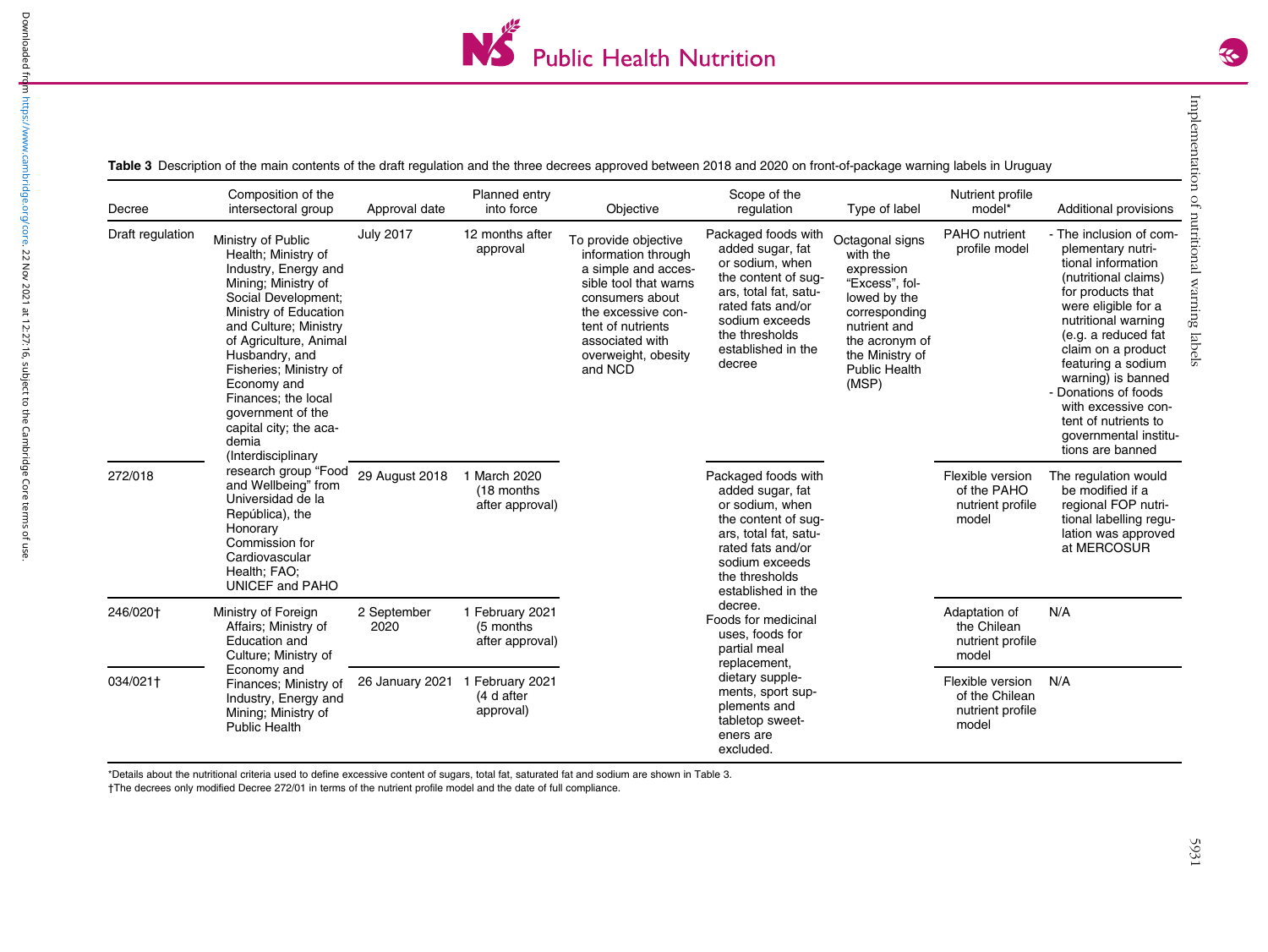**Table 3** Description of the main contents of the draft regulation and the three decrees approved between 2018 and 2020 on front-of-package warning labels in Uruguay

| Decree | Composition of the intersectoral group | Approval date | Planned entry into force | Objective | Scope of the regulation | Type of label | Nutrient profile model* | Additional provisions |
|---|---|---|---|---|---|---|---|---|
| Draft regulation | Ministry of Public Health; Ministry of Industry, Energy and Mining; Ministry of Social Development; Ministry of Education and Culture; Ministry of Agriculture, Animal Husbandry, and Fisheries; Ministry of Economy and Finances; the local government of the capital city; the academia (Interdisciplinary research group "Food and Wellbeing" from Universidad de la República), the Honorary Commission for Cardiovascular Health; FAO; UNICEF and PAHO | July 2017 | 12 months after approval | To provide objective information through a simple and accessible tool that warns consumers about the excessive content of nutrients associated with overweight, obesity and NCD | Packaged foods with added sugar, fat or sodium, when the content of sugars, total fat, saturated fats and/or sodium exceeds the thresholds established in the decree | Octagonal signs with the expression "Excess", followed by the corresponding nutrient and the acronym of the Ministry of Public Health (MSP) | PAHO nutrient profile model | - The inclusion of complementary nutritional information (nutritional claims) for products that were eligible for a nutritional warning (e.g. a reduced fat claim on a product featuring a sodium warning) is banned<br>- Donations of foods with excessive content of nutrients to governmental institutions are banned |
| 272/018 | | 29 August 2018 | 1 March 2020 (18 months after approval) | | Packaged foods with added sugar, fat or sodium, when the content of sugars, total fat, saturated fats and/or sodium exceeds the thresholds established in the decree. Foods for medicinal uses, foods for partial meal replacement, dietary supplements, sport supplements and tabletop sweeteners are excluded. | | Flexible version of the PAHO nutrient profile model | The regulation would be modified if a regional FOP nutritional labelling regulation was approved at MERCOSUR |
| 246/020† | Ministry of Foreign Affairs; Ministry of Education and Culture; Ministry of Economy and Finances; Ministry of Industry, Energy and Mining; Ministry of Public Health | 2 September 2020 | 1 February 2021 (5 months after approval) | | | | Adaptation of the Chilean nutrient profile model | N/A |
| 034/021† | | 26 January 2021 | 1 February 2021 (4 d after approval) | | | | Flexible version of the Chilean nutrient profile model | N/A |

*Details about the nutritional criteria used to define excessive content of sugars, total fat, saturated fat and sodium are shown in Table 3.
†The decrees only modified Decree 272/01 in terms of the nutrient profile model and the date of full compliance.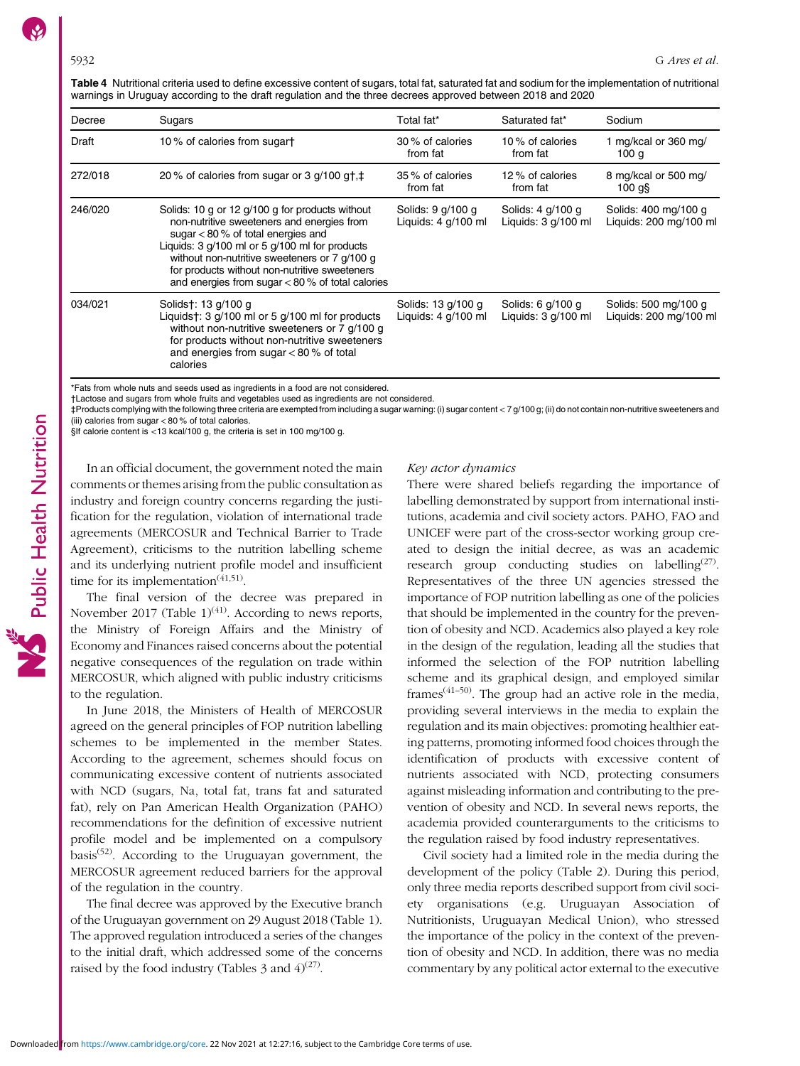**Table 4** Nutritional criteria used to define excessive content of sugars, total fat, saturated fat and sodium for the implementation of nutritional warnings in Uruguay according to the draft regulation and the three decrees approved between 2018 and 2020

| Decree | Sugars | Total fat* | Saturated fat* | Sodium |
|---|---|---|---|---|
| Draft | 10 % of calories from sugar† | 30 % of calories from fat | 10 % of calories from fat | 1 mg/kcal or 360 mg/100 g |
| 272/018 | 20 % of calories from sugar or 3 g/100 g†,‡ | 35 % of calories from fat | 12 % of calories from fat | 8 mg/kcal or 500 mg/100 g§ |
| 246/020 | Solids: 10 g or 12 g/100 g for products without non-nutritive sweeteners and energies from sugar < 80 % of total energies and Liquids: 3 g/100 ml or 5 g/100 ml for products without non-nutritive sweeteners or 7 g/100 g for products without non-nutritive sweeteners and energies from sugar < 80 % of total calories | Solids: 9 g/100 g Liquids: 4 g/100 ml | Solids: 4 g/100 g Liquids: 3 g/100 ml | Solids: 400 mg/100 g Liquids: 200 mg/100 ml |
| 034/021 | Solids†: 13 g/100 g Liquids†: 3 g/100 ml or 5 g/100 ml for products without non-nutritive sweeteners or 7 g/100 g for products without non-nutritive sweeteners and energies from sugar < 80 % of total calories | Solids: 13 g/100 g Liquids: 4 g/100 ml | Solids: 6 g/100 g Liquids: 3 g/100 ml | Solids: 500 mg/100 g Liquids: 200 mg/100 ml |

*Fats from whole nuts and seeds used as ingredients in a food are not considered.
†Lactose and sugars from whole fruits and vegetables used as ingredients are not considered.
‡Products complying with the following three criteria are exempted from including a sugar warning: (i) sugar content < 7 g/100 g; (ii) do not contain non-nutritive sweeteners and (iii) calories from sugar < 80 % of total calories.
§If calorie content is <13 kcal/100 g, the criteria is set in 100 mg/100 g.

In an official document, the government noted the main comments or themes arising from the public consultation as industry and foreign country concerns regarding the justification for the regulation, violation of international trade agreements (MERCOSUR and Technical Barrier to Trade Agreement), criticisms to the nutrition labelling scheme and its underlying nutrient profile model and insufficient time for its implementation[41,51].

The final version of the decree was prepared in November 2017 (Table 1)[41]. According to news reports, the Ministry of Foreign Affairs and the Ministry of Economy and Finances raised concerns about the potential negative consequences of the regulation on trade within MERCOSUR, which aligned with public industry criticisms to the regulation.

In June 2018, the Ministers of Health of MERCOSUR agreed on the general principles of FOP nutrition labelling schemes to be implemented in the member States. According to the agreement, schemes should focus on communicating excessive content of nutrients associated with NCD (sugars, Na, total fat, trans fat and saturated fat), rely on Pan American Health Organization (PAHO) recommendations for the definition of excessive nutrient profile model and be implemented on a compulsory basis[52]. According to the Uruguayan government, the MERCOSUR agreement reduced barriers for the approval of the regulation in the country.

The final decree was approved by the Executive branch of the Uruguayan government on 29 August 2018 (Table 1). The approved regulation introduced a series of the changes to the initial draft, which addressed some of the concerns raised by the food industry (Tables 3 and 4)[27].

*Key actor dynamics*

There were shared beliefs regarding the importance of labelling demonstrated by support from international institutions, academia and civil society actors. PAHO, FAO and UNICEF were part of the cross-sector working group created to design the initial decree, as was an academic research group conducting studies on labelling[27]. Representatives of the three UN agencies stressed the importance of FOP nutrition labelling as one of the policies that should be implemented in the country for the prevention of obesity and NCD. Academics also played a key role in the design of the regulation, leading all the studies that informed the selection of the FOP nutrition labelling scheme and its graphical design, and employed similar frames[41–50]. The group had an active role in the media, providing several interviews in the media to explain the regulation and its main objectives: promoting healthier eating patterns, promoting informed food choices through the identification of products with excessive content of nutrients associated with NCD, protecting consumers against misleading information and contributing to the prevention of obesity and NCD. In several news reports, the academia provided counterarguments to the criticisms to the regulation raised by food industry representatives.

Civil society had a limited role in the media during the development of the policy (Table 2). During this period, only three media reports described support from civil society organisations (e.g. Uruguayan Association of Nutritionists, Uruguayan Medical Union), who stressed the importance of the policy in the context of the prevention of obesity and NCD. In addition, there was no media commentary by any political actor external to the executive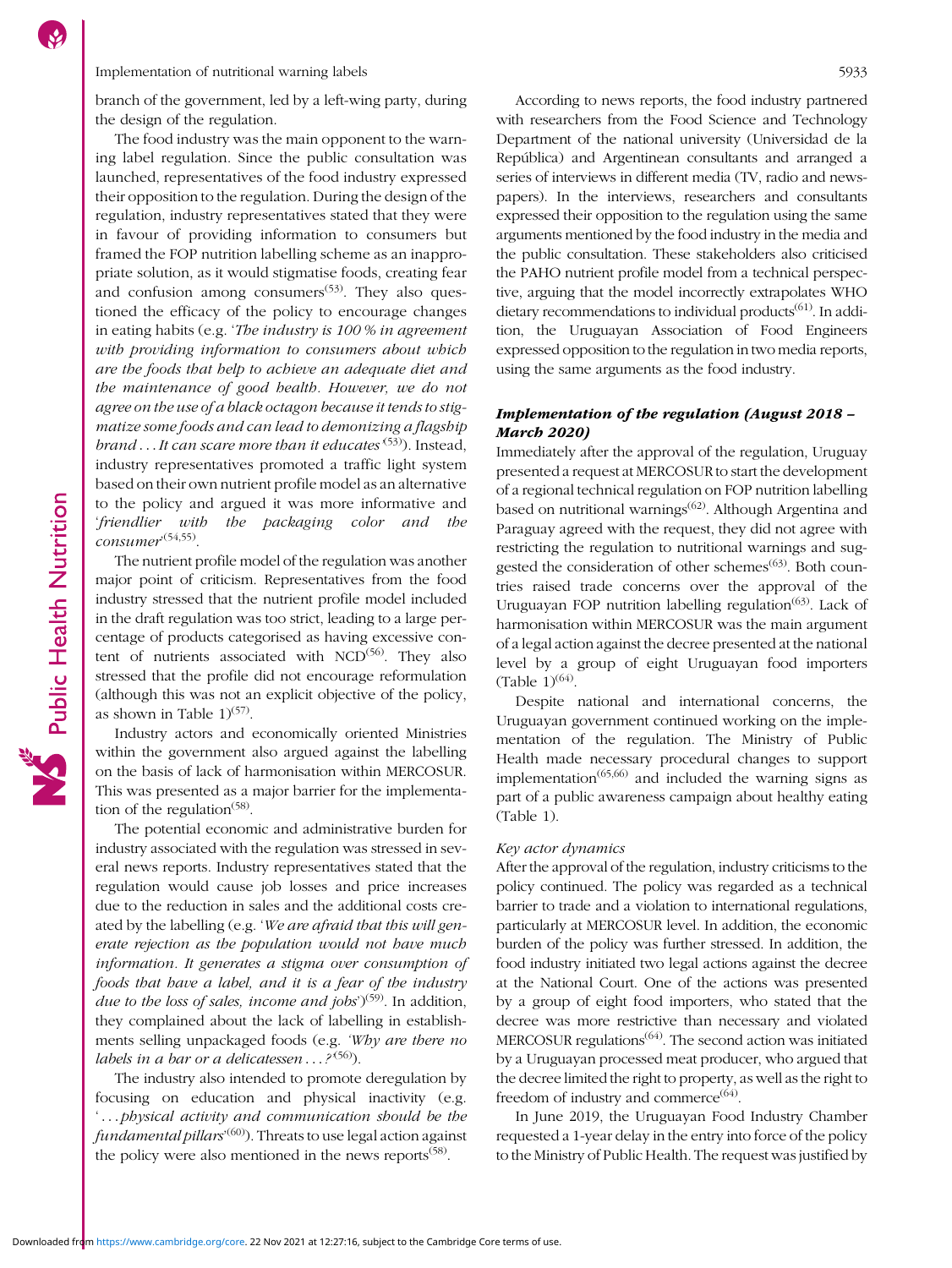branch of the government, led by a left-wing party, during the design of the regulation.

The food industry was the main opponent to the warning label regulation. Since the public consultation was launched, representatives of the food industry expressed their opposition to the regulation. During the design of the regulation, industry representatives stated that they were in favour of providing information to consumers but framed the FOP nutrition labelling scheme as an inappropriate solution, as it would stigmatise foods, creating fear and confusion among consumers[53]. They also questioned the efficacy of the policy to encourage changes in eating habits (e.g. '*The industry is 100 % in agreement with providing information to consumers about which are the foods that help to achieve an adequate diet and the maintenance of good health. However, we do not agree on the use of a black octagon because it tends to stigmatize some foods and can lead to demonizing a flagship brand . . . It can scare more than it educates*'[53]). Instead, industry representatives promoted a traffic light system based on their own nutrient profile model as an alternative to the policy and argued it was more informative and '*friendlier with the packaging color and the consumer*'[54,55].

The nutrient profile model of the regulation was another major point of criticism. Representatives from the food industry stressed that the nutrient profile model included in the draft regulation was too strict, leading to a large percentage of products categorised as having excessive content of nutrients associated with NCD[56]. They also stressed that the profile did not encourage reformulation (although this was not an explicit objective of the policy, as shown in Table 1)[57].

Industry actors and economically oriented Ministries within the government also argued against the labelling on the basis of lack of harmonisation within MERCOSUR. This was presented as a major barrier for the implementation of the regulation[58].

The potential economic and administrative burden for industry associated with the regulation was stressed in several news reports. Industry representatives stated that the regulation would cause job losses and price increases due to the reduction in sales and the additional costs created by the labelling (e.g. '*We are afraid that this will generate rejection as the population would not have much information. It generates a stigma over consumption of foods that have a label, and it is a fear of the industry due to the loss of sales, income and jobs*')[59]. In addition, they complained about the lack of labelling in establishments selling unpackaged foods (e.g. *'Why are there no labels in a bar or a delicatessen . . . ?*'[56]).

The industry also intended to promote deregulation by focusing on education and physical inactivity (e.g. '*. . . physical activity and communication should be the fundamental pillars*'[60]). Threats to use legal action against the policy were also mentioned in the news reports[58].

According to news reports, the food industry partnered with researchers from the Food Science and Technology Department of the national university (Universidad de la República) and Argentinean consultants and arranged a series of interviews in different media (TV, radio and newspapers). In the interviews, researchers and consultants expressed their opposition to the regulation using the same arguments mentioned by the food industry in the media and the public consultation. These stakeholders also criticised the PAHO nutrient profile model from a technical perspective, arguing that the model incorrectly extrapolates WHO dietary recommendations to individual products[61]. In addition, the Uruguayan Association of Food Engineers expressed opposition to the regulation in two media reports, using the same arguments as the food industry.

### *Implementation of the regulation (August 2018 – March 2020)*

Immediately after the approval of the regulation, Uruguay presented a request at MERCOSUR to start the development of a regional technical regulation on FOP nutrition labelling based on nutritional warnings[62]. Although Argentina and Paraguay agreed with the request, they did not agree with restricting the regulation to nutritional warnings and suggested the consideration of other schemes[63]. Both countries raised trade concerns over the approval of the Uruguayan FOP nutrition labelling regulation[63]. Lack of harmonisation within MERCOSUR was the main argument of a legal action against the decree presented at the national level by a group of eight Uruguayan food importers (Table 1)[64].

Despite national and international concerns, the Uruguayan government continued working on the implementation of the regulation. The Ministry of Public Health made necessary procedural changes to support implementation[65,66] and included the warning signs as part of a public awareness campaign about healthy eating (Table 1).

#### *Key actor dynamics*

After the approval of the regulation, industry criticisms to the policy continued. The policy was regarded as a technical barrier to trade and a violation to international regulations, particularly at MERCOSUR level. In addition, the economic burden of the policy was further stressed. In addition, the food industry initiated two legal actions against the decree at the National Court. One of the actions was presented by a group of eight food importers, who stated that the decree was more restrictive than necessary and violated MERCOSUR regulations[64]. The second action was initiated by a Uruguayan processed meat producer, who argued that the decree limited the right to property, as well as the right to freedom of industry and commerce[64].

In June 2019, the Uruguayan Food Industry Chamber requested a 1-year delay in the entry into force of the policy to the Ministry of Public Health. The request was justified by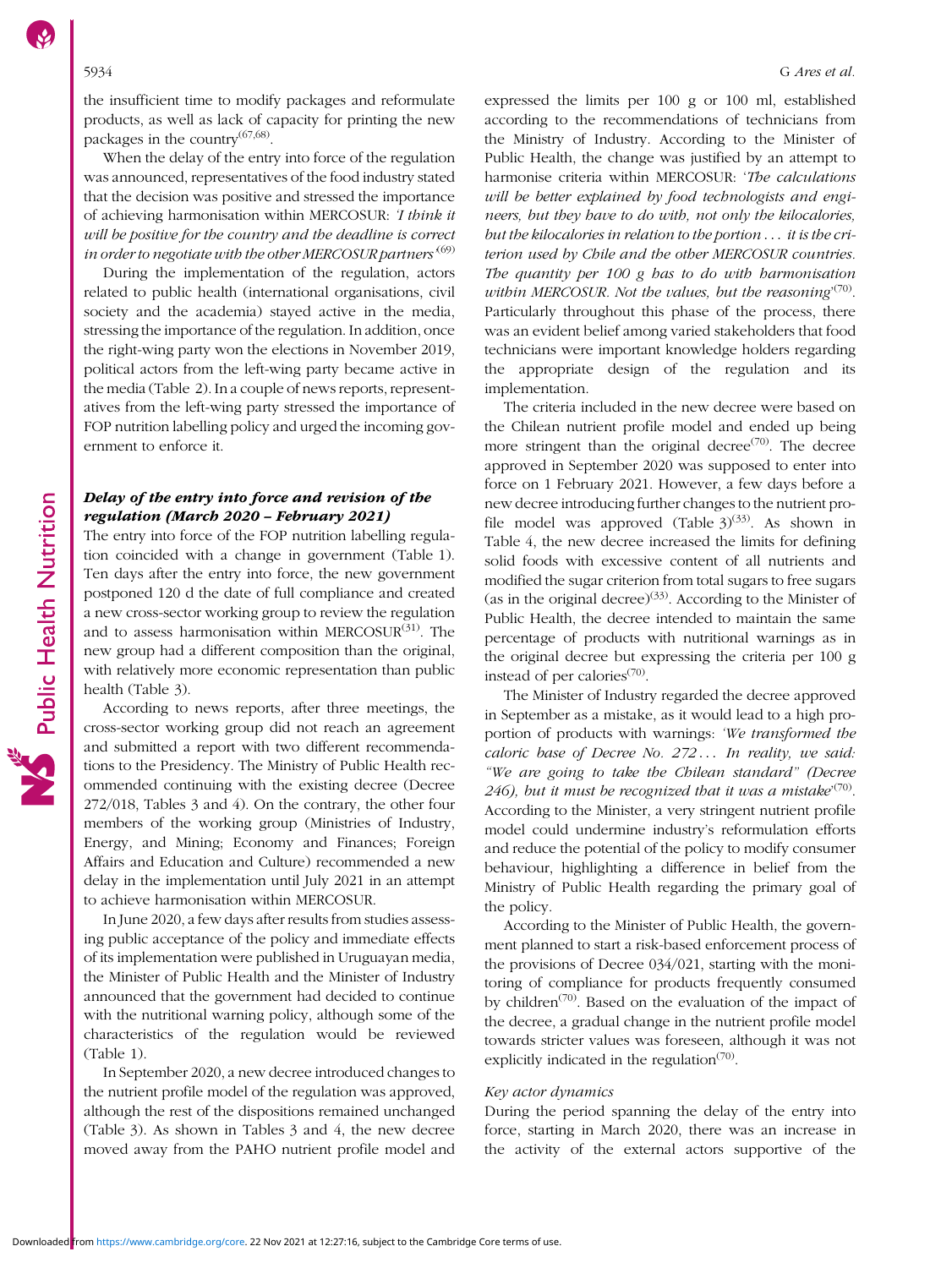the insufficient time to modify packages and reformulate products, as well as lack of capacity for printing the new packages in the country[67,68].

When the delay of the entry into force of the regulation was announced, representatives of the food industry stated that the decision was positive and stressed the importance of achieving harmonisation within MERCOSUR: *'I think it will be positive for the country and the deadline is correct in order to negotiate with the other MERCOSUR partners'*[69]

During the implementation of the regulation, actors related to public health (international organisations, civil society and the academia) stayed active in the media, stressing the importance of the regulation. In addition, once the right-wing party won the elections in November 2019, political actors from the left-wing party became active in the media (Table 2). In a couple of news reports, representatives from the left-wing party stressed the importance of FOP nutrition labelling policy and urged the incoming government to enforce it.

### *Delay of the entry into force and revision of the regulation (March 2020 – February 2021)*

The entry into force of the FOP nutrition labelling regulation coincided with a change in government (Table 1). Ten days after the entry into force, the new government postponed 120 d the date of full compliance and created a new cross-sector working group to review the regulation and to assess harmonisation within MERCOSUR[31]. The new group had a different composition than the original, with relatively more economic representation than public health (Table 3).

According to news reports, after three meetings, the cross-sector working group did not reach an agreement and submitted a report with two different recommendations to the Presidency. The Ministry of Public Health recommended continuing with the existing decree (Decree 272/018, Tables 3 and 4). On the contrary, the other four members of the working group (Ministries of Industry, Energy, and Mining; Economy and Finances; Foreign Affairs and Education and Culture) recommended a new delay in the implementation until July 2021 in an attempt to achieve harmonisation within MERCOSUR.

In June 2020, a few days after results from studies assessing public acceptance of the policy and immediate effects of its implementation were published in Uruguayan media, the Minister of Public Health and the Minister of Industry announced that the government had decided to continue with the nutritional warning policy, although some of the characteristics of the regulation would be reviewed (Table 1).

In September 2020, a new decree introduced changes to the nutrient profile model of the regulation was approved, although the rest of the dispositions remained unchanged (Table 3). As shown in Tables 3 and 4, the new decree moved away from the PAHO nutrient profile model and expressed the limits per 100 g or 100 ml, established according to the recommendations of technicians from the Ministry of Industry. According to the Minister of Public Health, the change was justified by an attempt to harmonise criteria within MERCOSUR: *'The calculations will be better explained by food technologists and engineers, but they have to do with, not only the kilocalories, but the kilocalories in relation to the portion … it is the criterion used by Chile and the other MERCOSUR countries. The quantity per 100 g has to do with harmonisation within MERCOSUR. Not the values, but the reasoning'*[70]. Particularly throughout this phase of the process, there was an evident belief among varied stakeholders that food technicians were important knowledge holders regarding the appropriate design of the regulation and its implementation.

The criteria included in the new decree were based on the Chilean nutrient profile model and ended up being more stringent than the original decree[70]. The decree approved in September 2020 was supposed to enter into force on 1 February 2021. However, a few days before a new decree introducing further changes to the nutrient profile model was approved (Table 3)[33]. As shown in Table 4, the new decree increased the limits for defining solid foods with excessive content of all nutrients and modified the sugar criterion from total sugars to free sugars (as in the original decree)[33]. According to the Minister of Public Health, the decree intended to maintain the same percentage of products with nutritional warnings as in the original decree but expressing the criteria per 100 g instead of per calories[70].

The Minister of Industry regarded the decree approved in September as a mistake, as it would lead to a high proportion of products with warnings: *'We transformed the caloric base of Decree No. 272 … In reality, we said: "We are going to take the Chilean standard" (Decree 246), but it must be recognized that it was a mistake'*[70]. According to the Minister, a very stringent nutrient profile model could undermine industry's reformulation efforts and reduce the potential of the policy to modify consumer behaviour, highlighting a difference in belief from the Ministry of Public Health regarding the primary goal of the policy.

According to the Minister of Public Health, the government planned to start a risk-based enforcement process of the provisions of Decree 034/021, starting with the monitoring of compliance for products frequently consumed by children[70]. Based on the evaluation of the impact of the decree, a gradual change in the nutrient profile model towards stricter values was foreseen, although it was not explicitly indicated in the regulation[70].

#### *Key actor dynamics*

During the period spanning the delay of the entry into force, starting in March 2020, there was an increase in the activity of the external actors supportive of the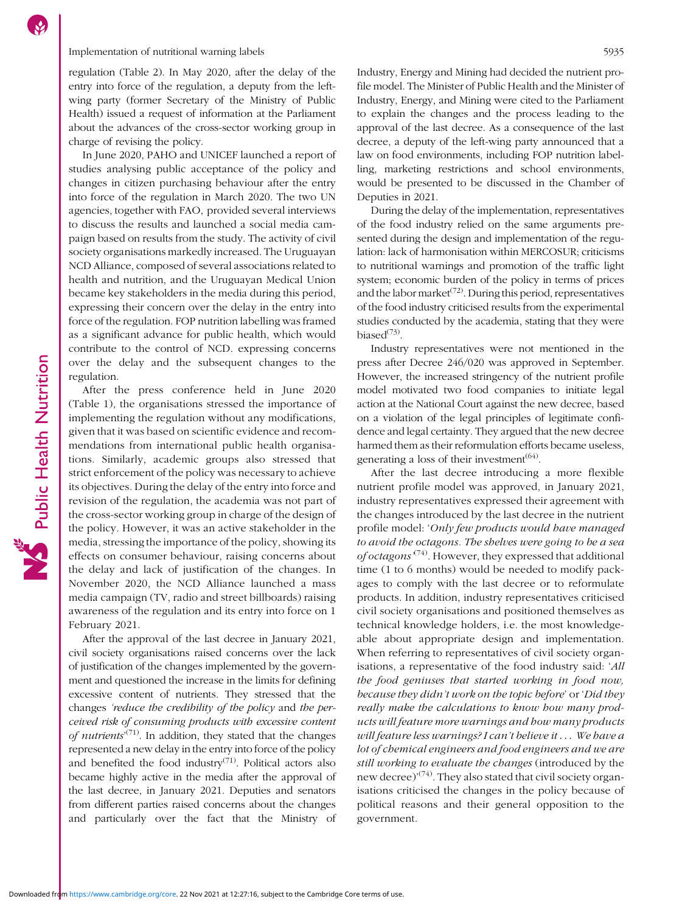regulation (Table 2). In May 2020, after the delay of the entry into force of the regulation, a deputy from the left-wing party (former Secretary of the Ministry of Public Health) issued a request of information at the Parliament about the advances of the cross-sector working group in charge of revising the policy.

In June 2020, PAHO and UNICEF launched a report of studies analysing public acceptance of the policy and changes in citizen purchasing behaviour after the entry into force of the regulation in March 2020. The two UN agencies, together with FAO, provided several interviews to discuss the results and launched a social media campaign based on results from the study. The activity of civil society organisations markedly increased. The Uruguayan NCD Alliance, composed of several associations related to health and nutrition, and the Uruguayan Medical Union became key stakeholders in the media during this period, expressing their concern over the delay in the entry into force of the regulation. FOP nutrition labelling was framed as a significant advance for public health, which would contribute to the control of NCD. expressing concerns over the delay and the subsequent changes to the regulation.

After the press conference held in June 2020 (Table 1), the organisations stressed the importance of implementing the regulation without any modifications, given that it was based on scientific evidence and recommendations from international public health organisations. Similarly, academic groups also stressed that strict enforcement of the policy was necessary to achieve its objectives. During the delay of the entry into force and revision of the regulation, the academia was not part of the cross-sector working group in charge of the design of the policy. However, it was an active stakeholder in the media, stressing the importance of the policy, showing its effects on consumer behaviour, raising concerns about the delay and lack of justification of the changes. In November 2020, the NCD Alliance launched a mass media campaign (TV, radio and street billboards) raising awareness of the regulation and its entry into force on 1 February 2021.

After the approval of the last decree in January 2021, civil society organisations raised concerns over the lack of justification of the changes implemented by the government and questioned the increase in the limits for defining excessive content of nutrients. They stressed that the changes *'reduce the credibility of the policy* and *the perceived risk of consuming products with excessive content of nutrients'*[71]. In addition, they stated that the changes represented a new delay in the entry into force of the policy and benefited the food industry[71]. Political actors also became highly active in the media after the approval of the last decree, in January 2021. Deputies and senators from different parties raised concerns about the changes and particularly over the fact that the Ministry of Industry, Energy and Mining had decided the nutrient profile model. The Minister of Public Health and the Minister of Industry, Energy, and Mining were cited to the Parliament to explain the changes and the process leading to the approval of the last decree. As a consequence of the last decree, a deputy of the left-wing party announced that a law on food environments, including FOP nutrition labelling, marketing restrictions and school environments, would be presented to be discussed in the Chamber of Deputies in 2021.

During the delay of the implementation, representatives of the food industry relied on the same arguments presented during the design and implementation of the regulation: lack of harmonisation within MERCOSUR; criticisms to nutritional warnings and promotion of the traffic light system; economic burden of the policy in terms of prices and the labor market[72]. During this period, representatives of the food industry criticised results from the experimental studies conducted by the academia, stating that they were biased[73].

Industry representatives were not mentioned in the press after Decree 246/020 was approved in September. However, the increased stringency of the nutrient profile model motivated two food companies to initiate legal action at the National Court against the new decree, based on a violation of the legal principles of legitimate confidence and legal certainty. They argued that the new decree harmed them as their reformulation efforts became useless, generating a loss of their investment[64].

After the last decree introducing a more flexible nutrient profile model was approved, in January 2021, industry representatives expressed their agreement with the changes introduced by the last decree in the nutrient profile model: '*Only few products would have managed to avoid the octagons. The shelves were going to be a sea of octagons*'[74]. However, they expressed that additional time (1 to 6 months) would be needed to modify packages to comply with the last decree or to reformulate products. In addition, industry representatives criticised civil society organisations and positioned themselves as technical knowledge holders, i.e. the most knowledgeable about appropriate design and implementation. When referring to representatives of civil society organisations, a representative of the food industry said: '*All the food geniuses that started working in food now, because they didn't work on the topic before*' or '*Did they really make the calculations to know how many products will feature more warnings and how many products will feature less warnings? I can't believe it … We have a lot of chemical engineers and food engineers and we are still working to evaluate the changes* (introduced by the new decree)'[74]. They also stated that civil society organisations criticised the changes in the policy because of political reasons and their general opposition to the government.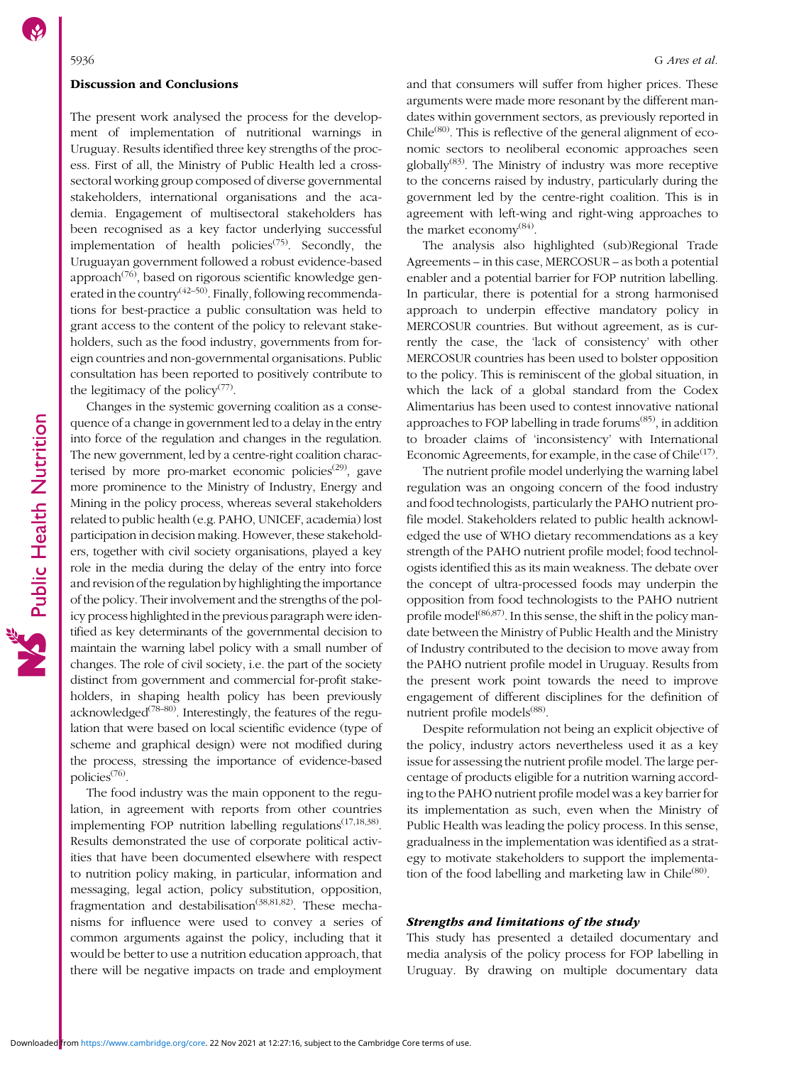### Discussion and Conclusions

The present work analysed the process for the development of implementation of nutritional warnings in Uruguay. Results identified three key strengths of the process. First of all, the Ministry of Public Health led a cross-sectoral working group composed of diverse governmental stakeholders, international organisations and the academia. Engagement of multisectoral stakeholders has been recognised as a key factor underlying successful implementation of health policies[75]. Secondly, the Uruguayan government followed a robust evidence-based approach[76], based on rigorous scientific knowledge generated in the country[42–50]. Finally, following recommendations for best-practice a public consultation was held to grant access to the content of the policy to relevant stakeholders, such as the food industry, governments from foreign countries and non-governmental organisations. Public consultation has been reported to positively contribute to the legitimacy of the policy[77].

Changes in the systemic governing coalition as a consequence of a change in government led to a delay in the entry into force of the regulation and changes in the regulation. The new government, led by a centre-right coalition characterised by more pro-market economic policies[29], gave more prominence to the Ministry of Industry, Energy and Mining in the policy process, whereas several stakeholders related to public health (e.g. PAHO, UNICEF, academia) lost participation in decision making. However, these stakeholders, together with civil society organisations, played a key role in the media during the delay of the entry into force and revision of the regulation by highlighting the importance of the policy. Their involvement and the strengths of the policy process highlighted in the previous paragraph were identified as key determinants of the governmental decision to maintain the warning label policy with a small number of changes. The role of civil society, i.e. the part of the society distinct from government and commercial for-profit stakeholders, in shaping health policy has been previously acknowledged[78–80]. Interestingly, the features of the regulation that were based on local scientific evidence (type of scheme and graphical design) were not modified during the process, stressing the importance of evidence-based policies[76].

The food industry was the main opponent to the regulation, in agreement with reports from other countries implementing FOP nutrition labelling regulations[17,18,38]. Results demonstrated the use of corporate political activities that have been documented elsewhere with respect to nutrition policy making, in particular, information and messaging, legal action, policy substitution, opposition, fragmentation and destabilisation[38,81,82]. These mechanisms for influence were used to convey a series of common arguments against the policy, including that it would be better to use a nutrition education approach, that there will be negative impacts on trade and employment and that consumers will suffer from higher prices. These arguments were made more resonant by the different mandates within government sectors, as previously reported in Chile[80]. This is reflective of the general alignment of economic sectors to neoliberal economic approaches seen globally[83]. The Ministry of industry was more receptive to the concerns raised by industry, particularly during the government led by the centre-right coalition. This is in agreement with left-wing and right-wing approaches to the market economy[84].

The analysis also highlighted (sub)Regional Trade Agreements – in this case, MERCOSUR – as both a potential enabler and a potential barrier for FOP nutrition labelling. In particular, there is potential for a strong harmonised approach to underpin effective mandatory policy in MERCOSUR countries. But without agreement, as is currently the case, the 'lack of consistency' with other MERCOSUR countries has been used to bolster opposition to the policy. This is reminiscent of the global situation, in which the lack of a global standard from the Codex Alimentarius has been used to contest innovative national approaches to FOP labelling in trade forums[85], in addition to broader claims of 'inconsistency' with International Economic Agreements, for example, in the case of Chile[17].

The nutrient profile model underlying the warning label regulation was an ongoing concern of the food industry and food technologists, particularly the PAHO nutrient profile model. Stakeholders related to public health acknowledged the use of WHO dietary recommendations as a key strength of the PAHO nutrient profile model; food technologists identified this as its main weakness. The debate over the concept of ultra-processed foods may underpin the opposition from food technologists to the PAHO nutrient profile model[86,87]. In this sense, the shift in the policy mandate between the Ministry of Public Health and the Ministry of Industry contributed to the decision to move away from the PAHO nutrient profile model in Uruguay. Results from the present work point towards the need to improve engagement of different disciplines for the definition of nutrient profile models[88].

Despite reformulation not being an explicit objective of the policy, industry actors nevertheless used it as a key issue for assessing the nutrient profile model. The large percentage of products eligible for a nutrition warning according to the PAHO nutrient profile model was a key barrier for its implementation as such, even when the Ministry of Public Health was leading the policy process. In this sense, gradualness in the implementation was identified as a strategy to motivate stakeholders to support the implementation of the food labelling and marketing law in Chile[80].

#### *Strengths and limitations of the study*

This study has presented a detailed documentary and media analysis of the policy process for FOP labelling in Uruguay. By drawing on multiple documentary data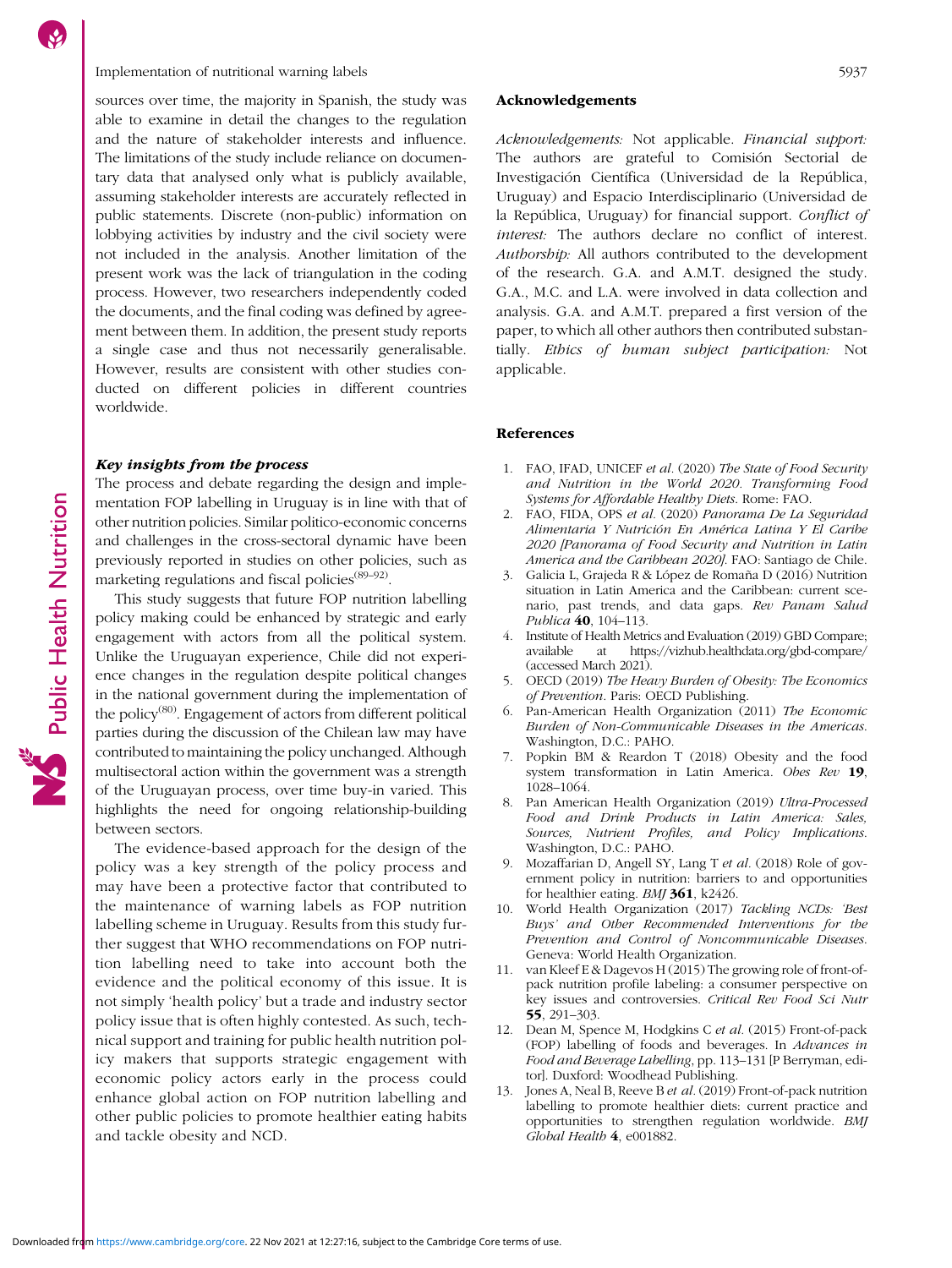sources over time, the majority in Spanish, the study was able to examine in detail the changes to the regulation and the nature of stakeholder interests and influence. The limitations of the study include reliance on documentary data that analysed only what is publicly available, assuming stakeholder interests are accurately reflected in public statements. Discrete (non-public) information on lobbying activities by industry and the civil society were not included in the analysis. Another limitation of the present work was the lack of triangulation in the coding process. However, two researchers independently coded the documents, and the final coding was defined by agreement between them. In addition, the present study reports a single case and thus not necessarily generalisable. However, results are consistent with other studies conducted on different policies in different countries worldwide.

### *Key insights from the process*

The process and debate regarding the design and implementation FOP labelling in Uruguay is in line with that of other nutrition policies. Similar politico-economic concerns and challenges in the cross-sectoral dynamic have been previously reported in studies on other policies, such as marketing regulations and fiscal policies[89–92].

This study suggests that future FOP nutrition labelling policy making could be enhanced by strategic and early engagement with actors from all the political system. Unlike the Uruguayan experience, Chile did not experience changes in the regulation despite political changes in the national government during the implementation of the policy[80]. Engagement of actors from different political parties during the discussion of the Chilean law may have contributed to maintaining the policy unchanged. Although multisectoral action within the government was a strength of the Uruguayan process, over time buy-in varied. This highlights the need for ongoing relationship-building between sectors.

The evidence-based approach for the design of the policy was a key strength of the policy process and may have been a protective factor that contributed to the maintenance of warning labels as FOP nutrition labelling scheme in Uruguay. Results from this study further suggest that WHO recommendations on FOP nutrition labelling need to take into account both the evidence and the political economy of this issue. It is not simply 'health policy' but a trade and industry sector policy issue that is often highly contested. As such, technical support and training for public health nutrition policy makers that supports strategic engagement with economic policy actors early in the process could enhance global action on FOP nutrition labelling and other public policies to promote healthier eating habits and tackle obesity and NCD.

## Acknowledgements

*Acknowledgements:* Not applicable. *Financial support:* The authors are grateful to Comisión Sectorial de Investigación Científica (Universidad de la República, Uruguay) and Espacio Interdisciplinario (Universidad de la República, Uruguay) for financial support. *Conflict of interest:* The authors declare no conflict of interest. *Authorship:* All authors contributed to the development of the research. G.A. and A.M.T. designed the study. G.A., M.C. and L.A. were involved in data collection and analysis. G.A. and A.M.T. prepared a first version of the paper, to which all other authors then contributed substantially. *Ethics of human subject participation:* Not applicable.

## References

1. FAO, IFAD, UNICEF *et al.* (2020) *The State of Food Security and Nutrition in the World 2020. Transforming Food Systems for Affordable Healthy Diets*. Rome: FAO.
2. FAO, FIDA, OPS *et al.* (2020) *Panorama De La Seguridad Alimentaria Y Nutrición En América Latina Y El Caribe 2020 [Panorama of Food Security and Nutrition in Latin America and the Caribbean 2020]*. FAO: Santiago de Chile.
3. Galicia L, Grajeda R & López de Romaña D (2016) Nutrition situation in Latin America and the Caribbean: current scenario, past trends, and data gaps. *Rev Panam Salud Publica* **40**, 104–113.
4. Institute of Health Metrics and Evaluation (2019) GBD Compare; available at https://vizhub.healthdata.org/gbd-compare/ (accessed March 2021).
5. OECD (2019) *The Heavy Burden of Obesity: The Economics of Prevention*. Paris: OECD Publishing.
6. Pan-American Health Organization (2011) *The Economic Burden of Non-Communicable Diseases in the Americas*. Washington, D.C.: PAHO.
7. Popkin BM & Reardon T (2018) Obesity and the food system transformation in Latin America. *Obes Rev* **19**, 1028–1064.
8. Pan American Health Organization (2019) *Ultra-Processed Food and Drink Products in Latin America: Sales, Sources, Nutrient Profiles, and Policy Implications*. Washington, D.C.: PAHO.
9. Mozaffarian D, Angell SY, Lang T *et al.* (2018) Role of government policy in nutrition: barriers to and opportunities for healthier eating. *BMJ* **361**, k2426.
10. World Health Organization (2017) *Tackling NCDs: 'Best Buys' and Other Recommended Interventions for the Prevention and Control of Noncommunicable Diseases*. Geneva: World Health Organization.
11. van Kleef E & Dagevos H (2015) The growing role of front-of-pack nutrition profile labeling: a consumer perspective on key issues and controversies. *Critical Rev Food Sci Nutr* **55**, 291–303.
12. Dean M, Spence M, Hodgkins C *et al.* (2015) Front-of-pack (FOP) labelling of foods and beverages. In *Advances in Food and Beverage Labelling*, pp. 113–131 [P Berryman, editor]. Duxford: Woodhead Publishing.
13. Jones A, Neal B, Reeve B *et al.* (2019) Front-of-pack nutrition labelling to promote healthier diets: current practice and opportunities to strengthen regulation worldwide. *BMJ Global Health* **4**, e001882.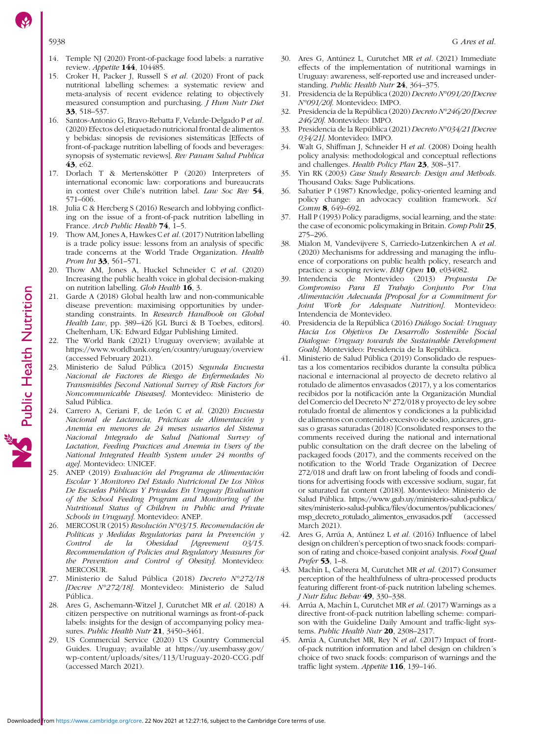14. Temple NJ (2020) Front-of-package food labels: a narrative review. *Appetite* **144**, 104485.
15. Croker H, Packer J, Russell S *et al.* (2020) Front of pack nutritional labelling schemes: a systematic review and meta-analysis of recent evidence relating to objectively measured consumption and purchasing. *J Hum Nutr Diet* **33**, 518–537.
16. Santos-Antonio G, Bravo-Rebatta F, Velarde-Delgado P *et al.* (2020) Efectos del etiquetado nutricional frontal de alimentos y bebidas: sinopsis de revisiones sistemáticas [Effects of front-of-package nutrition labelling of foods and beverages: synopsis of systematic reviews]. *Rev Panam Salud Publica* **43**, e62.
17. Dorlach T & Mertenskötter P (2020) Interpreters of international economic law: corporations and bureaucrats in contest over Chile's nutrition label. *Law Soc Rev* **54**, 571–606.
18. Julia C & Hercberg S (2016) Research and lobbying conflicting on the issue of a front-of-pack nutrition labelling in France. *Arch Public Health* **74**, 1–5.
19. Thow AM, Jones A, Hawkes C *et al.* (2017) Nutrition labelling is a trade policy issue: lessons from an analysis of specific trade concerns at the World Trade Organization. *Health Prom Int* **33**, 561–571.
20. Thow AM, Jones A, Huckel Schneider C *et al.* (2020) Increasing the public health voice in global decision-making on nutrition labelling. *Glob Health* **16**, 3.
21. Garde A (2018) Global health law and non-communicable disease prevention: maximising opportunities by understanding constraints. In *Research Handbook on Global Health Law*, pp. 389–426 [GL Burci & B Toebes, editors]. Cheltenham, UK: Edward Elgar Publishing Limited.
22. The World Bank (2021) Uruguay overview; available at https://www.worldbank.org/en/country/uruguay/overview (accessed February 2021).
23. Ministerio de Salud Pública (2015) *Segunda Encuesta Nacional de Factores de Riesgo de Enfermedades No Transmisibles [Second National Survey of Risk Factors for Noncommunicable Diseases]*. Montevideo: Ministerio de Salud Pública.
24. Carrero A, Ceriani F, de León C *et al.* (2020) *Encuesta Nacional de Lactancia, Prácticas de Alimentación y Anemia en menores de 24 meses usuarios del Sistema Nacional Integrado de Salud [National Survey of Lactation, Feeding Practices and Anemia in Users of the National Integrated Health System under 24 months of age]*. Montevideo: UNICEF.
25. ANEP (2019) *Evaluación del Programa de Alimentación Escolar Y Monitoreo Del Estado Nutricional De Los Niños De Escuelas Públicas Y Privadas En Uruguay [Evaluation of the School Feeding Program and Monitoring of the Nutritional Status of Children in Public and Private Schools in Uruguay]*. Montevideo: ANEP.
26. MERCOSUR (2015) *Resolución N°03/15. Recomendación de Políticas y Medidas Regulatorias para la Prevención y Control de la Obesidad [Agreement 03/15. Recommendation of Policies and Regulatory Measures for the Prevention and Control of Obesity]*. Montevideo: MERCOSUR.
27. Ministerio de Salud Pública (2018) *Decreto N°272/18 [Decree N°272/18]*. Montevideo: Ministerio de Salud Pública.
28. Ares G, Aschemann-Witzel J, Curutchet MR *et al.* (2018) A citizen perspective on nutritional warnings as front-of-pack labels: insights for the design of accompanying policy measures. *Public Health Nutr* **21**, 3450–3461.
29. US Commercial Service (2020) US Country Commercial Guides. Uruguay; available at https://uy.usembassy.gov/wp-content/uploads/sites/113/Uruguay-2020-CCG.pdf (accessed March 2021).
30. Ares G, Antúnez L, Curutchet MR *et al.* (2021) Immediate effects of the implementation of nutritional warnings in Uruguay: awareness, self-reported use and increased understanding. *Public Health Nutr* **24**, 364–375.
31. Presidencia de la República (2020) *Decreto N°091/20 [Decree N°091/20]*. Montevideo: IMPO.
32. Presidencia de la República (2020) *Decreto N°246/20 [Decree 246/20]*. Montevideo: IMPO.
33. Presidencia de la República (2021) *Decreto N°034/21 [Decree 034/21]*. Montevideo: IMPO.
34. Walt G, Shiffman J, Schneider H *et al.* (2008) Doing health policy analysis: methodological and conceptual reflections and challenges. *Health Policy Plan* **23**, 308–317.
35. Yin RK (2003) *Case Study Research: Design and Methods*. Thousand Oaks: Sage Publications.
36. Sabatier P (1987) Knowledge, policy-oriented learning and policy change: an advocacy coalition framework. *Sci Comm* **8**, 649–692.
37. Hall P (1993) Policy paradigms, social learning, and the state: the case of economic policymaking in Britain. *Comp Polit* **25**, 275–296.
38. Mialon M, Vandevijvere S, Carriedo-Lutzenkirchen A *et al.* (2020) Mechanisms for addressing and managing the influence of corporations on public health policy, research and practice: a scoping review. *BMJ Open* **10**, e034082.
39. Intendencia de Montevideo (2013) *Propuesta De Compromiso Para El Trabajo Conjunto Por Una Alimentación Adecuada [Proposal for a Commitment for Joint Work for Adequate Nutrition]*. Montevideo: Intendencia de Montevideo.
40. Presidencia de la República (2016) *Diálogo Social: Uruguay Hacia Los Objetivos De Desarrollo Sostenible [Social Dialogue: Uruguay towards the Sustainable Development Goals]*. Montevideo: Presidencia de la República.
41. Ministerio de Salud Pública (2019) Consolidado de respuestas a los comentarios recibidos durante la consulta pública nacional e internacional al proyecto de decreto relativo al rotulado de alimentos envasados (2017), y a los comentarios recibidos por la notificación ante la Organización Mundial del Comercio del Decreto Nº 272/018 y proyecto de ley sobre rotulado frontal de alimentos y condiciones a la publicidad de alimentos con contenido excesivo de sodio, azúcares, grasas o grasas saturadas (2018) [Consolidated responses to the comments received during the national and international public consultation on the draft decree on the labeling of packaged foods (2017), and the comments received on the notification to the World Trade Organization of Decree 272/018 and draft law on front labeling of foods and conditions for advertising foods with excessive sodium, sugar, fat or saturated fat content (2018)]. Montevideo: Ministerio de Salud Pública. https://www.gub.uy/ministerio-salud-publica/sites/ministerio-salud-publica/files/documentos/publicaciones/msp_decreto_rotulado_alimentos_envasados.pdf (accessed March 2021).
42. Ares G, Arrúa A, Antúnez L *et al.* (2016) Influence of label design on children's perception of two snack foods: comparison of rating and choice-based conjoint analysis. *Food Qual Prefer* **53**, 1–8.
43. Machín L, Cabrera M, Curutchet MR *et al.* (2017) Consumer perception of the healthfulness of ultra-processed products featuring different front-of-pack nutrition labeling schemes. *J Nutr Educ Behav* **49**, 330–338.
44. Arrúa A, Machín L, Curutchet MR *et al.* (2017) Warnings as a directive front-of-pack nutrition labelling scheme: comparison with the Guideline Daily Amount and traffic-light systems. *Public Health Nutr* **20**, 2308–2317.
45. Arrúa A, Curutchet MR, Rey N *et al.* (2017) Impact of front-of-pack nutrition information and label design on children´s choice of two snack foods: comparison of warnings and the traffic light system. *Appetite* **116**, 139–146.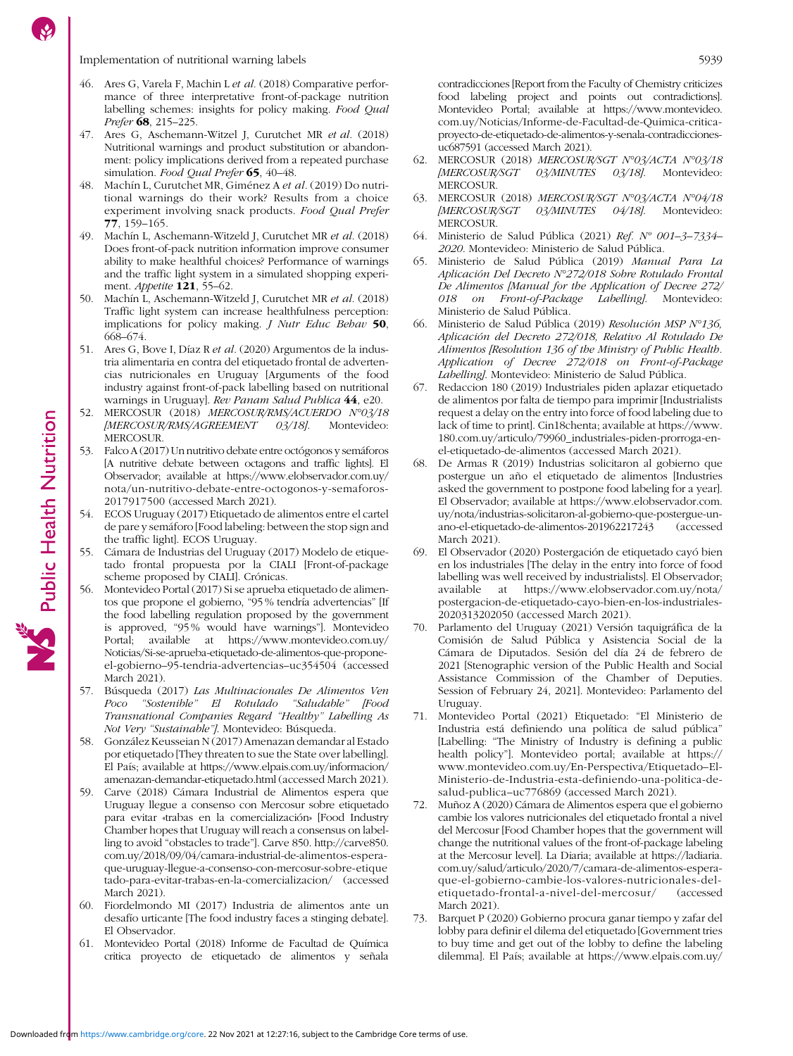46. Ares G, Varela F, Machin L *et al.* (2018) Comparative performance of three interpretative front-of-package nutrition labelling schemes: insights for policy making. *Food Qual Prefer* **68**, 215–225.
47. Ares G, Aschemann-Witzel J, Curutchet MR *et al.* (2018) Nutritional warnings and product substitution or abandonment: policy implications derived from a repeated purchase simulation. *Food Qual Prefer* **65**, 40–48.
48. Machín L, Curutchet MR, Giménez A *et al.* (2019) Do nutritional warnings do their work? Results from a choice experiment involving snack products. *Food Qual Prefer* **77**, 159–165.
49. Machín L, Aschemann-Witzeld J, Curutchet MR *et al.* (2018) Does front-of-pack nutrition information improve consumer ability to make healthful choices? Performance of warnings and the traffic light system in a simulated shopping experiment. *Appetite* **121**, 55–62.
50. Machín L, Aschemann-Witzeld J, Curutchet MR *et al.* (2018) Traffic light system can increase healthfulness perception: implications for policy making. *J Nutr Educ Behav* **50**, 668–674.
51. Ares G, Bove I, Díaz R *et al.* (2020) Argumentos de la industria alimentaria en contra del etiquetado frontal de advertencias nutricionales en Uruguay [Arguments of the food industry against front-of-pack labelling based on nutritional warnings in Uruguay]. *Rev Panam Salud Publica* **44**, e20.
52. MERCOSUR (2018) *MERCOSUR/RMS/ACUERDO N°03/18 [MERCOSUR/RMS/AGREEMENT 03/18]*. Montevideo: MERCOSUR.
53. Falco A (2017) Un nutritivo debate entre octógonos y semáforos [A nutritive debate between octagons and traffic lights]. El Observador; available at https://www.elobservador.com.uy/nota/un-nutritivo-debate-entre-octogonos-y-semaforos-2017917500 (accessed March 2021).
54. ECOS Uruguay (2017) Etiquetado de alimentos entre el cartel de pare y semáforo [Food labeling: between the stop sign and the traffic light]. ECOS Uruguay.
55. Cámara de Industrias del Uruguay (2017) Modelo de etiquetado frontal propuesta por la CIALI [Front-of-package scheme proposed by CIALI]. Crónicas.
56. Montevideo Portal (2017) Si se aprueba etiquetado de alimentos que propone el gobierno, "95 % tendría advertencias" [If the food labelling regulation proposed by the government is approved, "95 % would have warnings"]. Montevideo Portal; available at https://www.montevideo.com.uy/Noticias/Si-se-aprueba-etiquetado-de-alimentos-que-propone-el-gobierno–95-tendria-advertencias–uc354504 (accessed March 2021).
57. Búsqueda (2017) *Las Multinacionales De Alimentos Ven Poco "Sostenible" El Rotulado "Saludable" [Food Transnational Companies Regard "Healthy" Labelling As Not Very "Sustainable"]*. Montevideo: Búsqueda.
58. González Keusseian N (2017) Amenazan demandar al Estado por etiquetado [They threaten to sue the State over labelling]. El País; available at https://www.elpais.com.uy/informacion/amenazan-demandar-etiquetado.html (accessed March 2021).
59. Carve (2018) Cámara Industrial de Alimentos espera que Uruguay llegue a consenso con Mercosur sobre etiquetado para evitar «trabas en la comercialización» [Food Industry Chamber hopes that Uruguay will reach a consensus on labelling to avoid "obstacles to trade"]. Carve 850. http://carve850.com.uy/2018/09/04/camara-industrial-de-alimentos-espera-que-uruguay-llegue-a-consenso-con-mercosur-sobre-etiquetado-para-evitar-trabas-en-la-comercializacion/ (accessed March 2021).
60. Fiordelmondo MI (2017) Industria de alimentos ante un desafío urticante [The food industry faces a stinging debate]. El Observador.
61. Montevideo Portal (2018) Informe de Facultad de Química critica proyecto de etiquetado de alimentos y señala contradicciones [Report from the Faculty of Chemistry criticizes food labeling project and points out contradictions]. Montevideo Portal; available at https://www.montevideo.com.uy/Noticias/Informe-de-Facultad-de-Quimica-critica-proyecto-de-etiquetado-de-alimentos-y-senala-contradicciones-uc687591 (accessed March 2021).
62. MERCOSUR (2018) *MERCOSUR/SGT N°03/ACTA N°03/18 [MERCOSUR/SGT 03/MINUTES 03/18]*. Montevideo: MERCOSUR.
63. MERCOSUR (2018) *MERCOSUR/SGT N°03/ACTA N°04/18 [MERCOSUR/SGT 03/MINUTES 04/18]*. Montevideo: MERCOSUR.
64. Ministerio de Salud Pública (2021) *Ref. N° 001–3–7334–2020*. Montevideo: Ministerio de Salud Pública.
65. Ministerio de Salud Pública (2019) *Manual Para La Aplicación Del Decreto N°272/018 Sobre Rotulado Frontal De Alimentos [Manual for the Application of Decree 272/018 on Front-of-Package Labelling]*. Montevideo: Ministerio de Salud Pública.
66. Ministerio de Salud Pública (2019) *Resolución MSP N°136, Aplicación del Decreto 272/018, Relativo Al Rotulado De Alimentos [Resolution 136 of the Ministry of Public Health. Application of Decree 272/018 on Front-of-Package Labelling]*. Montevideo: Ministerio de Salud Pública.
67. Redaccion 180 (2019) Industriales piden aplazar etiquetado de alimentos por falta de tiempo para imprimir [Industrialists request a delay on the entry into force of food labeling due to lack of time to print]. Cin18chenta; available at https://www.180.com.uy/articulo/79960_industriales-piden-prorroga-en-el-etiquetado-de-alimentos (accessed March 2021).
68. De Armas R (2019) Industrias solicitaron al gobierno que postergue un año el etiquetado de alimentos [Industries asked the government to postpone food labeling for a year]. El Observador; available at https://www.elobservador.com.uy/nota/industrias-solicitaron-al-gobierno-que-postergue-un-ano-el-etiquetado-de-alimentos-201962217243 (accessed March 2021).
69. El Observador (2020) Postergación de etiquetado cayó bien en los industriales [The delay in the entry into force of food labelling was well received by industrialists]. El Observador; available at https://www.elobservador.com.uy/nota/postergacion-de-etiquetado-cayo-bien-en-los-industriales-2020313202050 (accessed March 2021).
70. Parlamento del Uruguay (2021) Versión taquigráfica de la Comisión de Salud Pública y Asistencia Social de la Cámara de Diputados. Sesión del día 24 de febrero de 2021 [Stenographic version of the Public Health and Social Assistance Commission of the Chamber of Deputies. Session of February 24, 2021]. Montevideo: Parlamento del Uruguay.
71. Montevideo Portal (2021) Etiquetado: "El Ministerio de Industria está definiendo una política de salud pública" [Labelling: "The Ministry of Industry is defining a public health policy"]. Montevideo portal; available at https://www.montevideo.com.uy/En-Perspectiva/Etiquetado–El-Ministerio-de-Industria-esta-definiendo-una-politica-de-salud-publica–uc776869 (accessed March 2021).
72. Muñoz A (2020) Cámara de Alimentos espera que el gobierno cambie los valores nutricionales del etiquetado frontal a nivel del Mercosur [Food Chamber hopes that the government will change the nutritional values of the front-of-package labeling at the Mercosur level]. La Diaria; available at https://ladiaria.com.uy/salud/articulo/2020/7/camara-de-alimentos-espera-que-el-gobierno-cambie-los-valores-nutricionales-del-etiquetado-frontal-a-nivel-del-mercosur/ (accessed March 2021).
73. Barquet P (2020) Gobierno procura ganar tiempo y zafar del lobby para definir el dilema del etiquetado [Government tries to buy time and get out of the lobby to define the labeling dilemma]. El País; available at https://www.elpais.com.uy/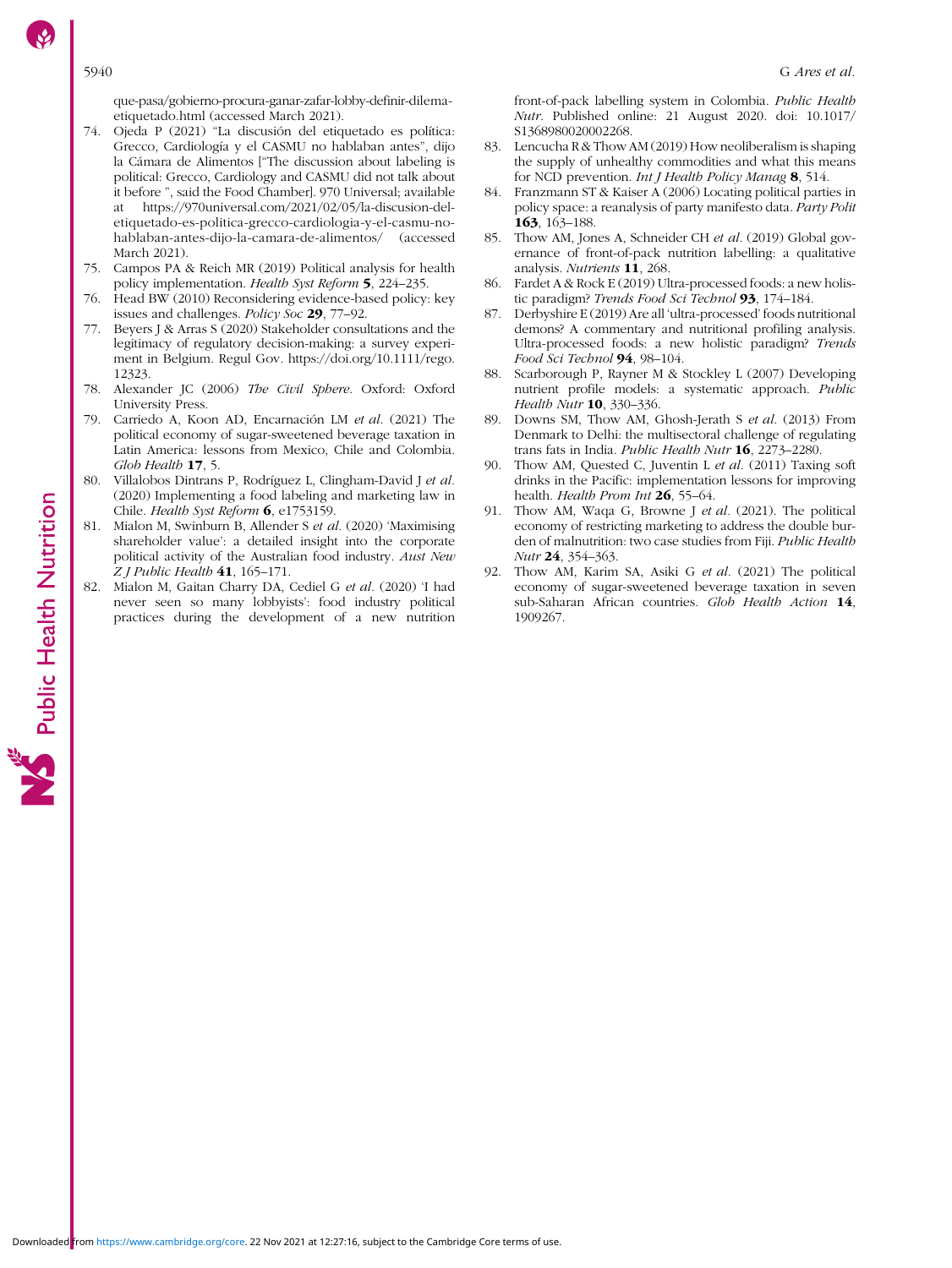que-pasa/gobierno-procura-ganar-zafar-lobby-definir-dilema-etiquetado.html (accessed March 2021).

74. Ojeda P (2021) "La discusión del etiquetado es política: Grecco, Cardiología y el CASMU no hablaban antes", dijo la Cámara de Alimentos ["The discussion about labeling is political: Grecco, Cardiology and CASMU did not talk about it before ", said the Food Chamber]. 970 Universal; available at https://970universal.com/2021/02/05/la-discusion-del-etiquetado-es-politica-grecco-cardiologia-y-el-casmu-no-hablaban-antes-dijo-la-camara-de-alimentos/ (accessed March 2021).
75. Campos PA & Reich MR (2019) Political analysis for health policy implementation. *Health Syst Reform* **5**, 224–235.
76. Head BW (2010) Reconsidering evidence-based policy: key issues and challenges. *Policy Soc* **29**, 77–92.
77. Beyers J & Arras S (2020) Stakeholder consultations and the legitimacy of regulatory decision-making: a survey experiment in Belgium. Regul Gov. https://doi.org/10.1111/rego.12323.
78. Alexander JC (2006) *The Civil Sphere*. Oxford: Oxford University Press.
79. Carriedo A, Koon AD, Encarnación LM *et al.* (2021) The political economy of sugar-sweetened beverage taxation in Latin America: lessons from Mexico, Chile and Colombia. *Glob Health* **17**, 5.
80. Villalobos Dintrans P, Rodríguez L, Clingham-David J *et al.* (2020) Implementing a food labeling and marketing law in Chile. *Health Syst Reform* **6**, e1753159.
81. Mialon M, Swinburn B, Allender S *et al.* (2020) 'Maximising shareholder value': a detailed insight into the corporate political activity of the Australian food industry. *Aust New Z J Public Health* **41**, 165–171.
82. Mialon M, Gaitan Charry DA, Cediel G *et al.* (2020) 'I had never seen so many lobbyists': food industry political practices during the development of a new nutrition front-of-pack labelling system in Colombia. *Public Health Nutr*. Published online: 21 August 2020. doi: 10.1017/S1368980020002268.
83. Lencucha R & Thow AM (2019) How neoliberalism is shaping the supply of unhealthy commodities and what this means for NCD prevention. *Int J Health Policy Manag* **8**, 514.
84. Franzmann ST & Kaiser A (2006) Locating political parties in policy space: a reanalysis of party manifesto data. *Party Polit* **163**, 163–188.
85. Thow AM, Jones A, Schneider CH *et al.* (2019) Global governance of front-of-pack nutrition labelling: a qualitative analysis. *Nutrients* **11**, 268.
86. Fardet A & Rock E (2019) Ultra-processed foods: a new holistic paradigm? *Trends Food Sci Technol* **93**, 174–184.
87. Derbyshire E (2019) Are all 'ultra-processed' foods nutritional demons? A commentary and nutritional profiling analysis. Ultra-processed foods: a new holistic paradigm? *Trends Food Sci Technol* **94**, 98–104.
88. Scarborough P, Rayner M & Stockley L (2007) Developing nutrient profile models: a systematic approach. *Public Health Nutr* **10**, 330–336.
89. Downs SM, Thow AM, Ghosh-Jerath S *et al.* (2013) From Denmark to Delhi: the multisectoral challenge of regulating trans fats in India. *Public Health Nutr* **16**, 2273–2280.
90. Thow AM, Quested C, Juventin L *et al.* (2011) Taxing soft drinks in the Pacific: implementation lessons for improving health. *Health Prom Int* **26**, 55–64.
91. Thow AM, Waqa G, Browne J *et al.* (2021). The political economy of restricting marketing to address the double burden of malnutrition: two case studies from Fiji. *Public Health Nutr* **24**, 354–363.
92. Thow AM, Karim SA, Asiki G *et al.* (2021) The political economy of sugar-sweetened beverage taxation in seven sub-Saharan African countries. *Glob Health Action* **14**, 1909267.